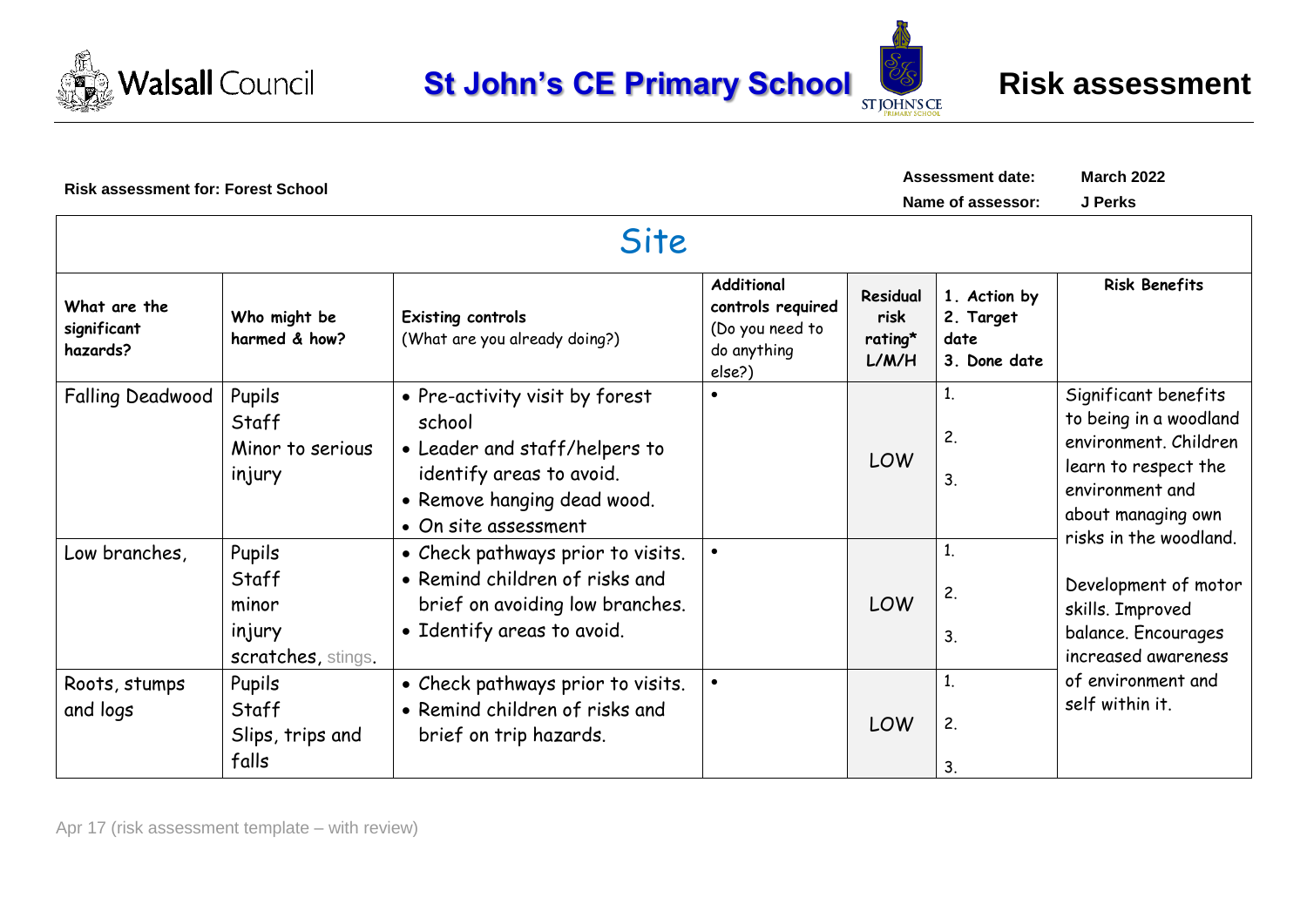Walsall Council **St John's CE Primary School** **Risk assessment**

**Risk assessment for: Forest School**

**Assessment date:** **March 2022**

**Name of assessor:** **J Perks**

## Site

| What are the significant hazards? | Who might be harmed & how? | Existing controls (What are you already doing?) | Additional controls required (Do you need to do anything else?) | Residual risk rating* L/M/H | 1. Action by 2. Target date 3. Done date | Risk Benefits |
|---|---|---|---|---|---|---|
| Falling Deadwood | Pupils<br>Staff<br>Minor to serious injury | • Pre-activity visit by forest school<br>• Leader and staff/helpers to identify areas to avoid.<br>• Remove hanging dead wood.<br>• On site assessment | • | LOW | 1.<br>2.<br>3. | Significant benefits to being in a woodland environment. Children learn to respect the environment and about managing own risks in the woodland.<br><br>Development of motor skills. Improved balance. Encourages increased awareness of environment and self within it. |
| Low branches, | Pupils<br>Staff<br>minor injury<br>scratches, stings. | • Check pathways prior to visits.<br>• Remind children of risks and brief on avoiding low branches.<br>• Identify areas to avoid. | • | LOW | 1.<br>2.<br>3. | |
| Roots, stumps and logs | Pupils<br>Staff<br>Slips, trips and falls | • Check pathways prior to visits.<br>• Remind children of risks and brief on trip hazards. | • | LOW | 1.<br>2.<br>3. | |

Apr 17 (risk assessment template – with review)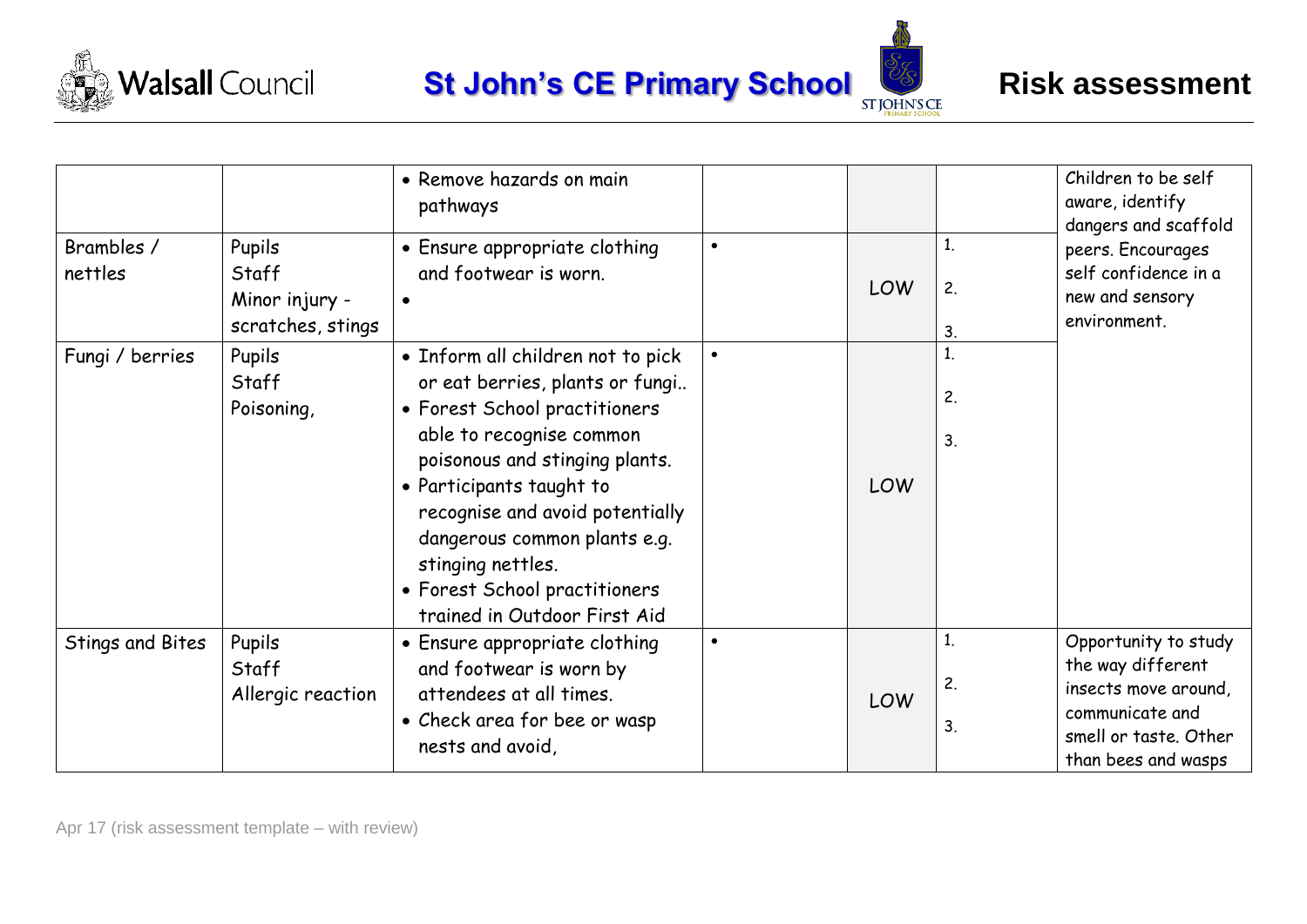|  |  | • Remove hazards on main pathways |  |  |  | Children to be self aware, identify dangers and scaffold peers. Encourages self confidence in a new and sensory environment. |
|---|---|---|---|---|---|---|
| Brambles / nettles | Pupils<br>Staff<br>Minor injury - scratches, stings | • Ensure appropriate clothing and footwear is worn.<br>• | • | LOW | 1.<br>2.<br>3. |  |
| Fungi / berries | Pupils<br>Staff<br>Poisoning, | • Inform all children not to pick or eat berries, plants or fungi..<br>• Forest School practitioners able to recognise common poisonous and stinging plants.<br>• Participants taught to recognise and avoid potentially dangerous common plants e.g. stinging nettles.<br>• Forest School practitioners trained in Outdoor First Aid | • | LOW | 1.<br>2.<br>3. |  |
| Stings and Bites | Pupils<br>Staff<br>Allergic reaction | • Ensure appropriate clothing and footwear is worn by attendees at all times.<br>• Check area for bee or wasp nests and avoid, | • | LOW | 1.<br>2.<br>3. | Opportunity to study the way different insects move around, communicate and smell or taste. Other than bees and wasps |

Apr 17 (risk assessment template – with review)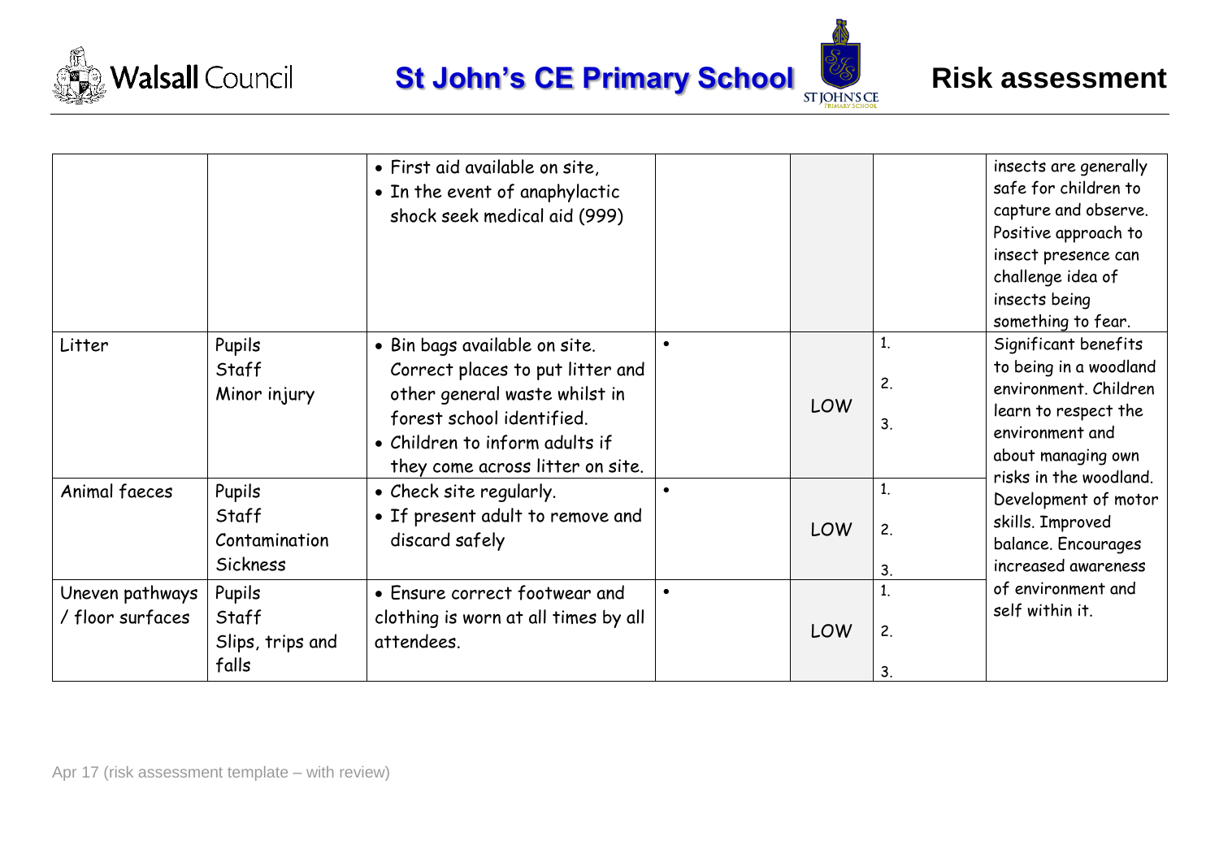| | | | | | | |
|---|---|---|---|---|---|---|
| | | • First aid available on site,<br>• In the event of anaphylactic shock seek medical aid (999) | | | | insects are generally safe for children to capture and observe. Positive approach to insect presence can challenge idea of insects being something to fear. |
| Litter | Pupils<br>Staff<br>Minor injury | • Bin bags available on site. Correct places to put litter and other general waste whilst in forest school identified.<br>• Children to inform adults if they come across litter on site. | • | LOW | 1.<br>2.<br>3. | Significant benefits to being in a woodland environment. Children learn to respect the environment and about managing own risks in the woodland. Development of motor skills. Improved balance. Encourages increased awareness of environment and self within it. |
| Animal faeces | Pupils<br>Staff<br>Contamination<br>Sickness | • Check site regularly.<br>• If present adult to remove and discard safely | • | LOW | 1.<br>2.<br>3. | |
| Uneven pathways / floor surfaces | Pupils<br>Staff<br>Slips, trips and falls | • Ensure correct footwear and clothing is worn at all times by all attendees. | • | LOW | 1.<br>2.<br>3. | |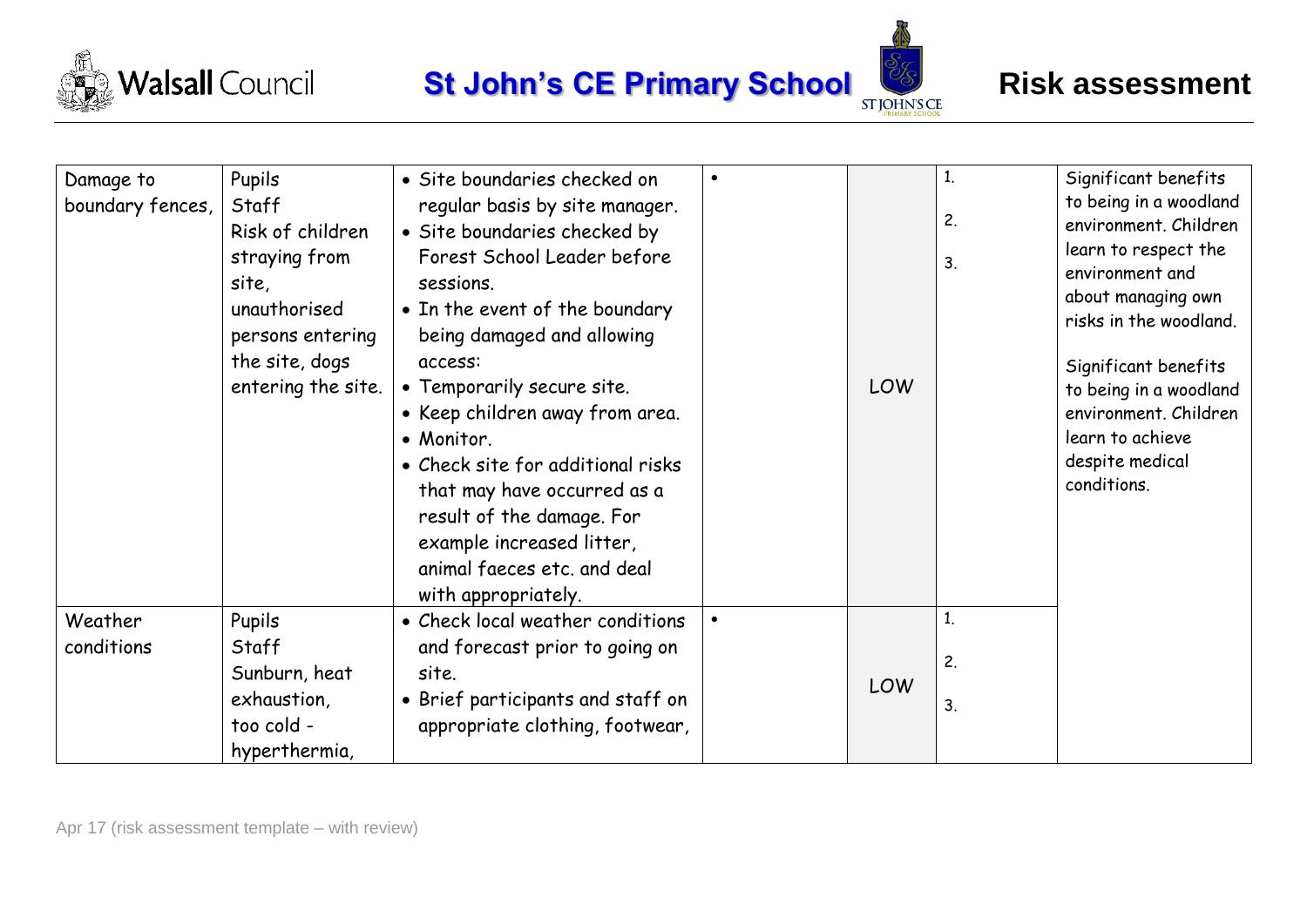| | | | | | | |
|---|---|---|---|---|---|---|
| Damage to boundary fences, | Pupils<br>Staff<br>Risk of children straying from site, unauthorised persons entering the site, dogs entering the site. | • Site boundaries checked on regular basis by site manager.<br>• Site boundaries checked by Forest School Leader before sessions.<br>• In the event of the boundary being damaged and allowing access:<br>• Temporarily secure site.<br>• Keep children away from area.<br>• Monitor.<br>• Check site for additional risks that may have occurred as a result of the damage. For example increased litter, animal faeces etc. and deal with appropriately. | • | LOW | 1.<br>2.<br>3. | Significant benefits to being in a woodland environment. Children learn to respect the environment and about managing own risks in the woodland.<br><br>Significant benefits to being in a woodland environment. Children learn to achieve despite medical conditions. |
| Weather conditions | Pupils<br>Staff<br>Sunburn, heat exhaustion, too cold - hyperthermia, | • Check local weather conditions and forecast prior to going on site.<br>• Brief participants and staff on appropriate clothing, footwear, | • | LOW | 1.<br>2.<br>3. | |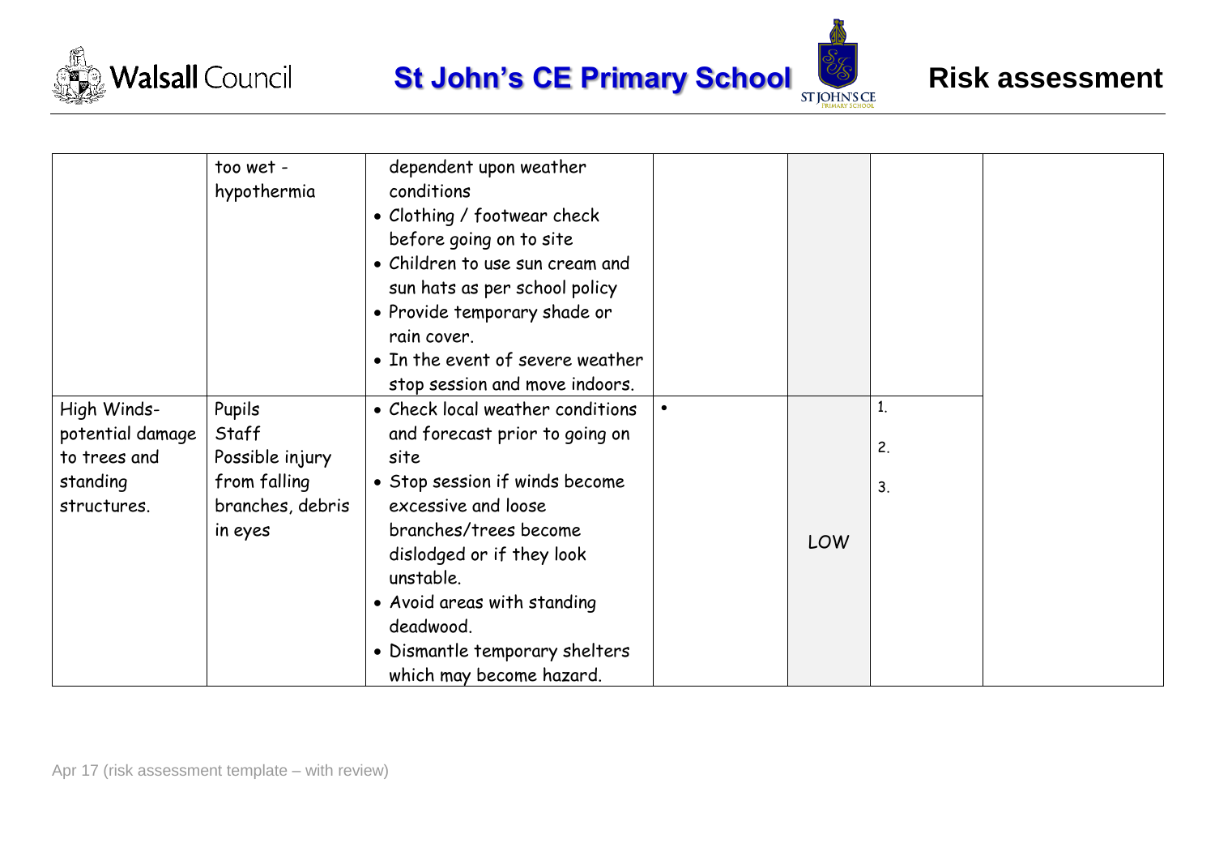| | | | | | | |
|---|---|---|---|---|---|---|
| | too wet - hypothermia | dependent upon weather conditions<br>• Clothing / footwear check before going on to site<br>• Children to use sun cream and sun hats as per school policy<br>• Provide temporary shade or rain cover.<br>• In the event of severe weather stop session and move indoors. | | | | |
| High Winds- potential damage to trees and standing structures. | Pupils<br>Staff<br>Possible injury from falling branches, debris in eyes | • Check local weather conditions and forecast prior to going on site<br>• Stop session if winds become excessive and loose branches/trees become dislodged or if they look unstable.<br>• Avoid areas with standing deadwood.<br>• Dismantle temporary shelters which may become hazard. | • | LOW | 1.<br>2.<br>3. | |

Apr 17 (risk assessment template – with review)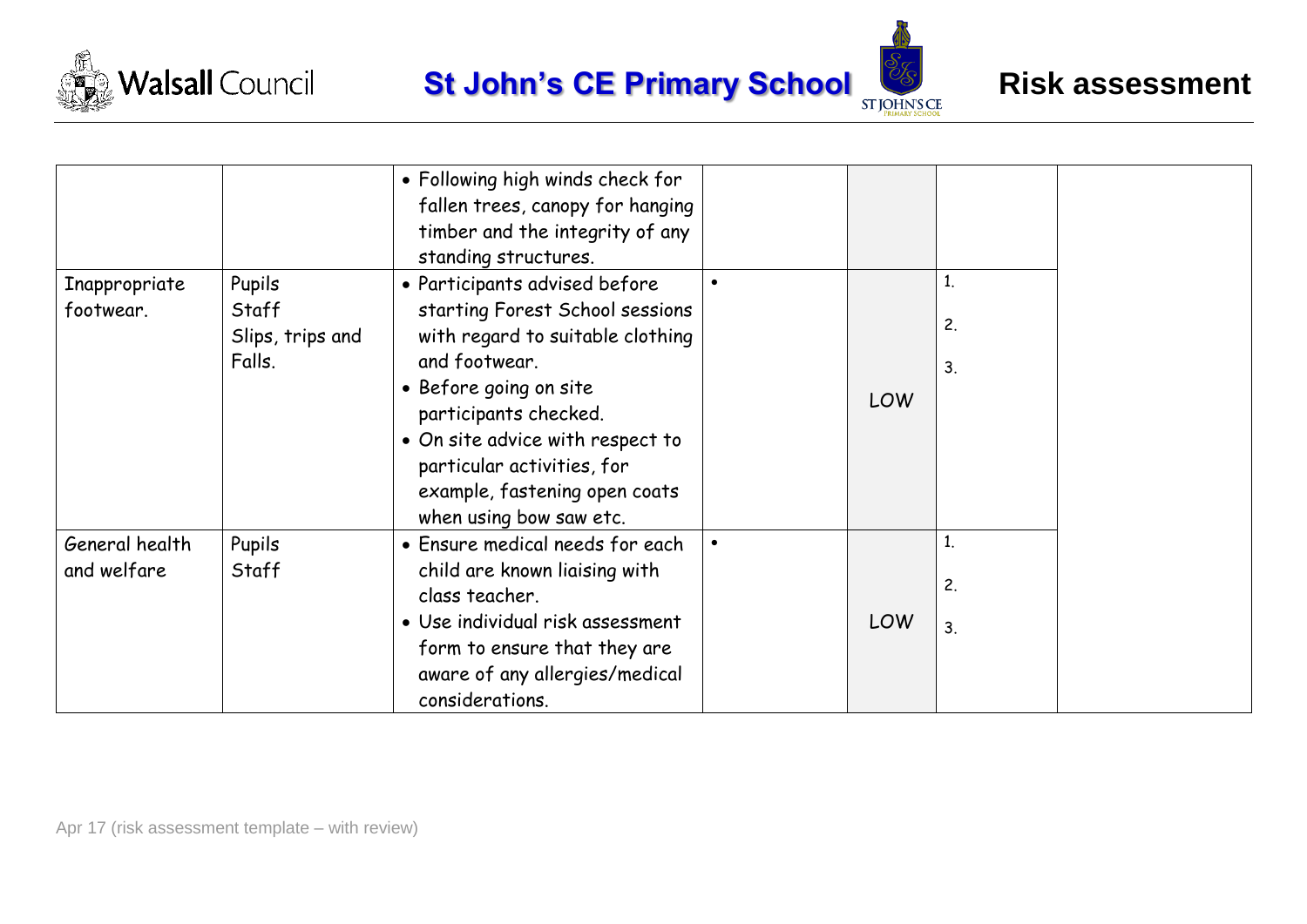| | | | | | | |
|---|---|---|---|---|---|---|
| | | • Following high winds check for fallen trees, canopy for hanging timber and the integrity of any standing structures. | | | | |
| Inappropriate footwear. | Pupils<br>Staff<br>Slips, trips and Falls. | • Participants advised before starting Forest School sessions with regard to suitable clothing and footwear.<br>• Before going on site participants checked.<br>• On site advice with respect to particular activities, for example, fastening open coats when using bow saw etc. | • | LOW | 1.<br>2.<br>3. | |
| General health and welfare | Pupils<br>Staff | • Ensure medical needs for each child are known liaising with class teacher.<br>• Use individual risk assessment form to ensure that they are aware of any allergies/medical considerations. | • | LOW | 1.<br>2.<br>3. | |

Apr 17 (risk assessment template – with review)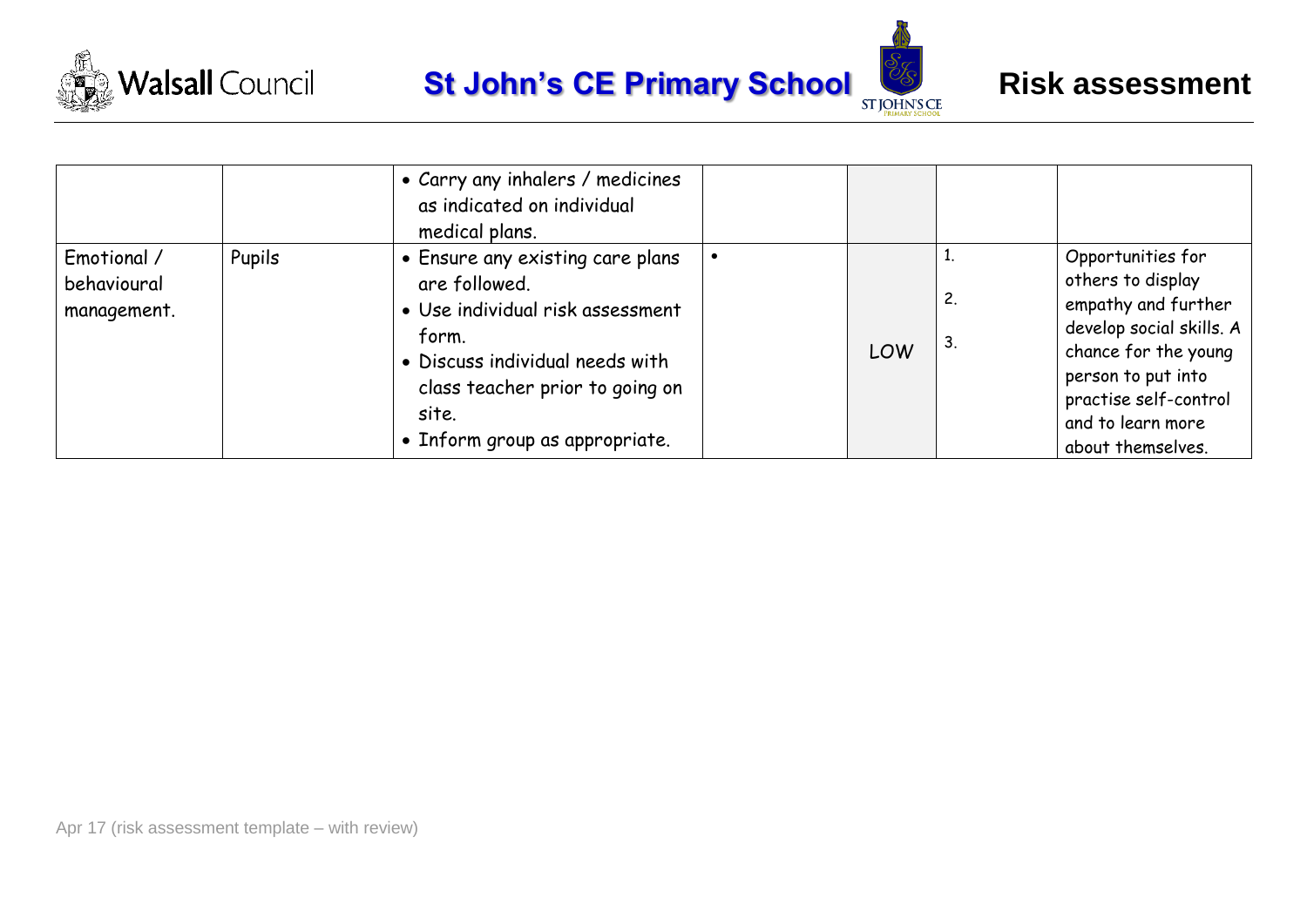| | | | | | | |
|---|---|---|---|---|---|---|
| | | • Carry any inhalers / medicines as indicated on individual medical plans. | | | | |
| Emotional / behavioural management. | Pupils | • Ensure any existing care plans are followed.<br>• Use individual risk assessment form.<br>• Discuss individual needs with class teacher prior to going on site.<br>• Inform group as appropriate. | • | LOW | 1.<br>2.<br>3. | Opportunities for others to display empathy and further develop social skills. A chance for the young person to put into practise self-control and to learn more about themselves. |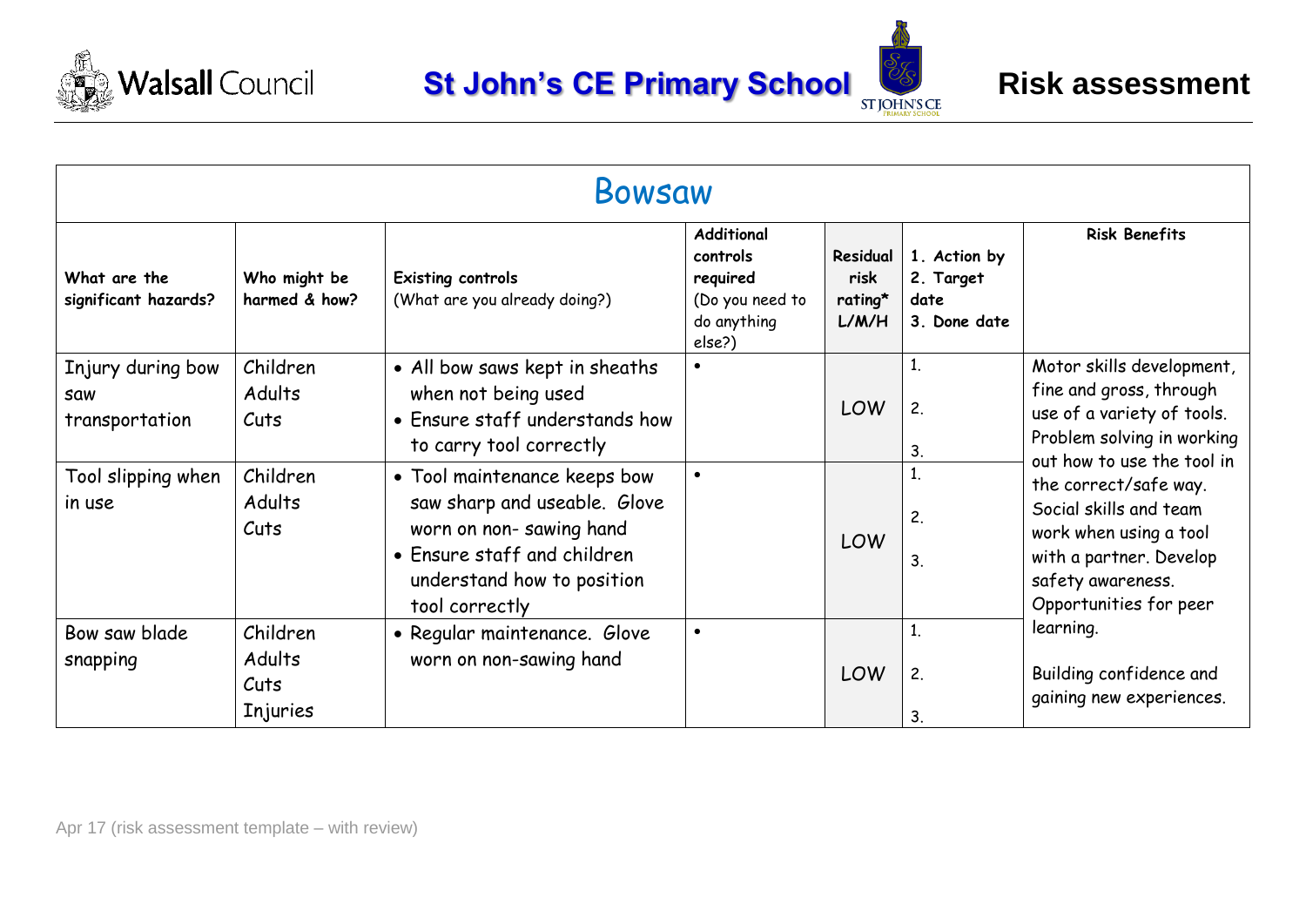# Bowsaw

| What are the significant hazards? | Who might be harmed & how? | Existing controls (What are you already doing?) | Additional controls required (Do you need to do anything else?) | Residual risk rating* L/M/H | 1. Action by 2. Target date 3. Done date | Risk Benefits |
|---|---|---|---|---|---|---|
| Injury during bow saw transportation | Children Adults Cuts | • All bow saws kept in sheaths when not being used<br>• Ensure staff understands how to carry tool correctly | • | LOW | 1.<br>2.<br>3. | Motor skills development, fine and gross, through use of a variety of tools. Problem solving in working out how to use the tool in the correct/safe way. Social skills and team work when using a tool with a partner. Develop safety awareness. Opportunities for peer learning.<br><br>Building confidence and gaining new experiences. |
| Tool slipping when in use | Children Adults Cuts | • Tool maintenance keeps bow saw sharp and useable. Glove worn on non- sawing hand<br>• Ensure staff and children understand how to position tool correctly | • | LOW | 1.<br>2.<br>3. | |
| Bow saw blade snapping | Children Adults Cuts Injuries | • Regular maintenance. Glove worn on non-sawing hand | • | LOW | 1.<br>2.<br>3. | |

Apr 17 (risk assessment template – with review)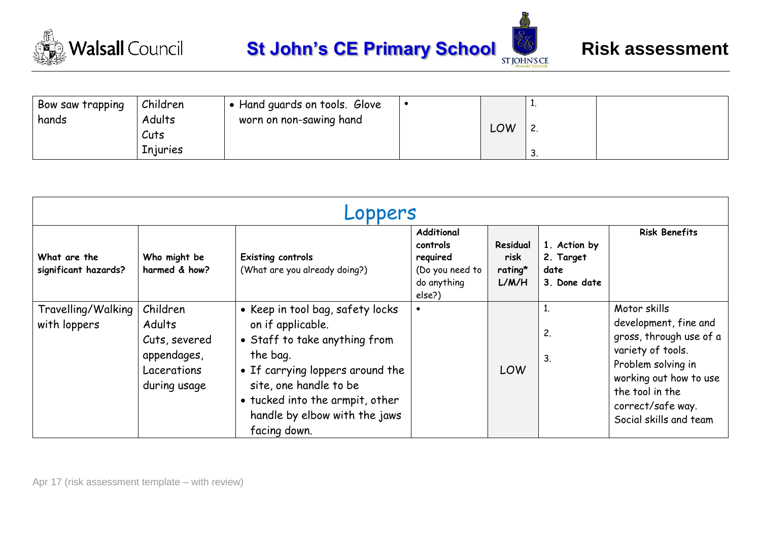| | | | | | | |
|---|---|---|---|---|---|---|
| Bow saw trapping hands | Children<br>Adults<br>Cuts<br>Injuries | • Hand guards on tools. Glove worn on non-sawing hand | • | LOW | 1.<br>2.<br>3. | |

## Loppers

| What are the significant hazards? | Who might be harmed & how? | Existing controls (What are you already doing?) | Additional controls required (Do you need to do anything else?) | Residual risk rating* L/M/H | 1. Action by 2. Target date 3. Done date | Risk Benefits |
|---|---|---|---|---|---|---|
| Travelling/Walking with loppers | Children<br>Adults<br>Cuts, severed appendages, Lacerations during usage | • Keep in tool bag, safety locks on if applicable.<br>• Staff to take anything from the bag.<br>• If carrying loppers around the site, one handle to be<br>• tucked into the armpit, other handle by elbow with the jaws facing down. | • | LOW | 1.<br>2.<br>3. | Motor skills development, fine and gross, through use of a variety of tools. Problem solving in working out how to use the tool in the correct/safe way. Social skills and team |

Apr 17 (risk assessment template – with review)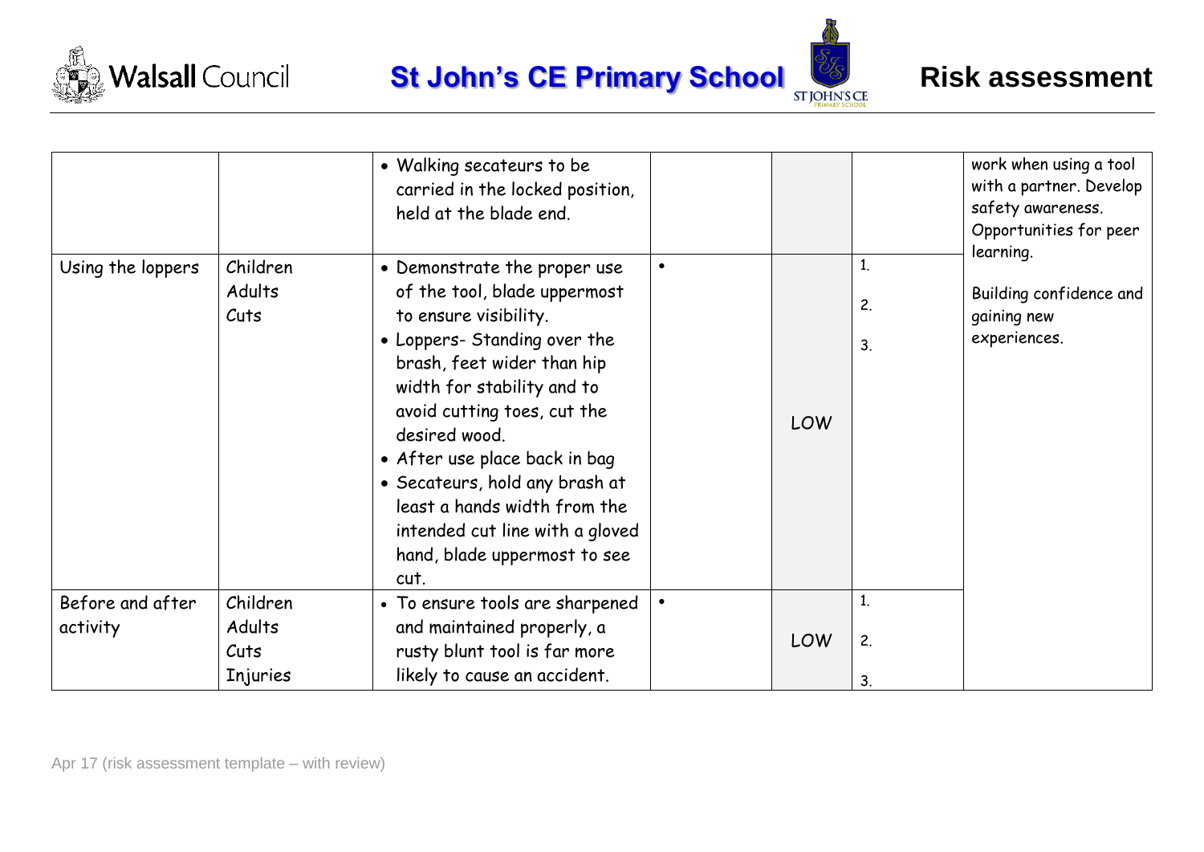| | | | | | | |
|---|---|---|---|---|---|---|
| | | • Walking secateurs to be carried in the locked position, held at the blade end. | | | | work when using a tool with a partner. Develop safety awareness. Opportunities for peer learning.<br><br>Building confidence and gaining new experiences. |
| Using the loppers | Children<br>Adults<br>Cuts | • Demonstrate the proper use of the tool, blade uppermost to ensure visibility.<br>• Loppers- Standing over the brash, feet wider than hip width for stability and to avoid cutting toes, cut the desired wood.<br>• After use place back in bag<br>• Secateurs, hold any brash at least a hands width from the intended cut line with a gloved hand, blade uppermost to see cut. | • | LOW | 1.<br>2.<br>3. | |
| Before and after activity | Children<br>Adults<br>Cuts<br>Injuries | • To ensure tools are sharpened and maintained properly, a rusty blunt tool is far more likely to cause an accident. | • | LOW | 1.<br>2.<br>3. | |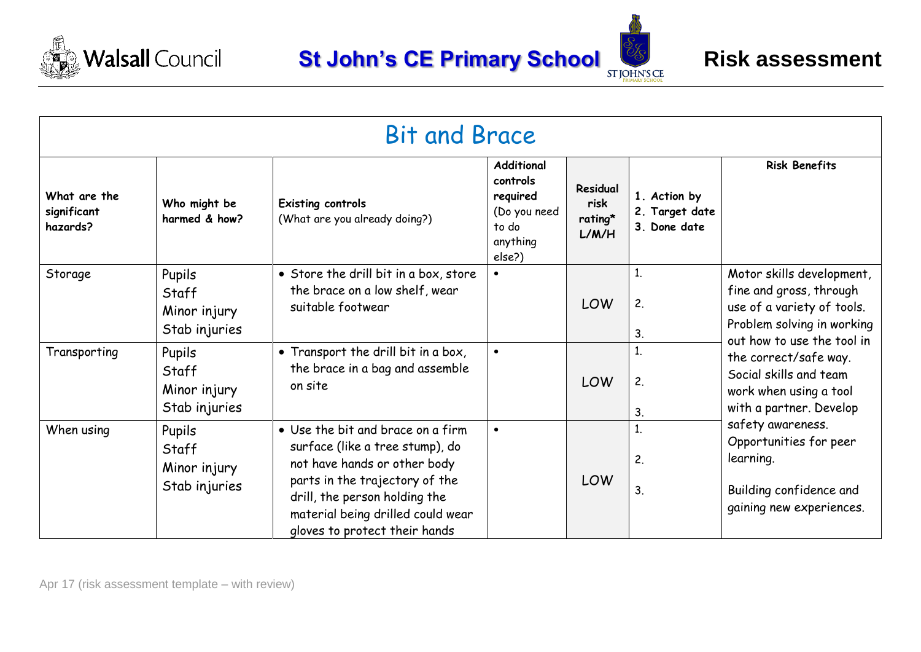# Bit and Brace

| What are the significant hazards? | Who might be harmed & how? | Existing controls (What are you already doing?) | Additional controls required (Do you need to do anything else?) | Residual risk rating* L/M/H | 1. Action by 2. Target date 3. Done date | Risk Benefits |
|---|---|---|---|---|---|---|
| Storage | Pupils Staff Minor injury Stab injuries | • Store the drill bit in a box, store the brace on a low shelf, wear suitable footwear | • | LOW | 1. 2. 3. | Motor skills development, fine and gross, through use of a variety of tools. Problem solving in working out how to use the tool in the correct/safe way. Social skills and team work when using a tool with a partner. Develop safety awareness. Opportunities for peer learning. Building confidence and gaining new experiences. |
| Transporting | Pupils Staff Minor injury Stab injuries | • Transport the drill bit in a box, the brace in a bag and assemble on site | • | LOW | 1. 2. 3. | |
| When using | Pupils Staff Minor injury Stab injuries | • Use the bit and brace on a firm surface (like a tree stump), do not have hands or other body parts in the trajectory of the drill, the person holding the material being drilled could wear gloves to protect their hands | • | LOW | 1. 2. 3. | |

Apr 17 (risk assessment template – with review)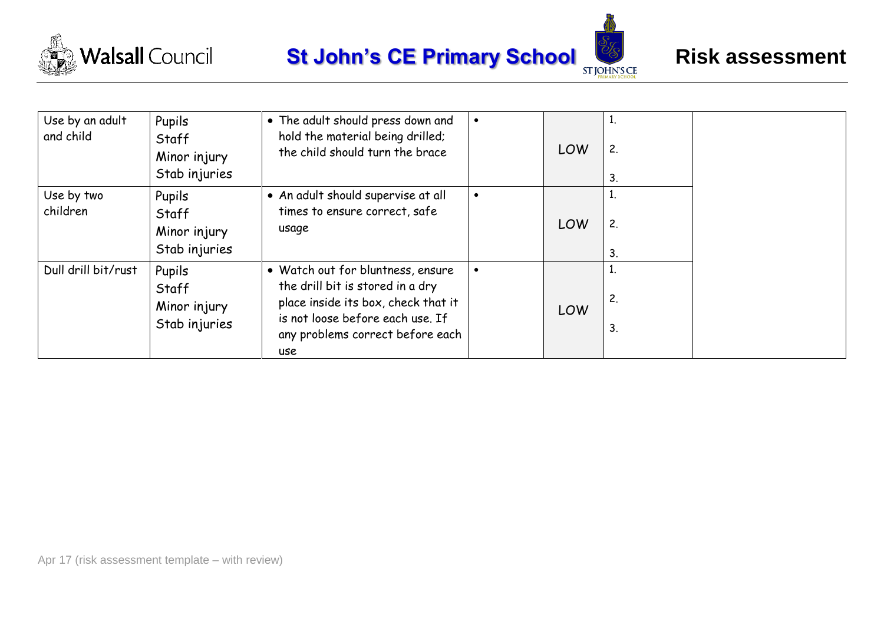| | | | | | | |
|---|---|---|---|---|---|---|
| Use by an adult and child | Pupils<br>Staff<br>Minor injury<br>Stab injuries | • The adult should press down and hold the material being drilled; the child should turn the brace | • | LOW | 1.<br>2.<br>3. | |
| Use by two children | Pupils<br>Staff<br>Minor injury<br>Stab injuries | • An adult should supervise at all times to ensure correct, safe usage | • | LOW | 1.<br>2.<br>3. | |
| Dull drill bit/rust | Pupils<br>Staff<br>Minor injury<br>Stab injuries | • Watch out for bluntness, ensure the drill bit is stored in a dry place inside its box, check that it is not loose before each use. If any problems correct before each use | • | LOW | 1.<br>2.<br>3. | |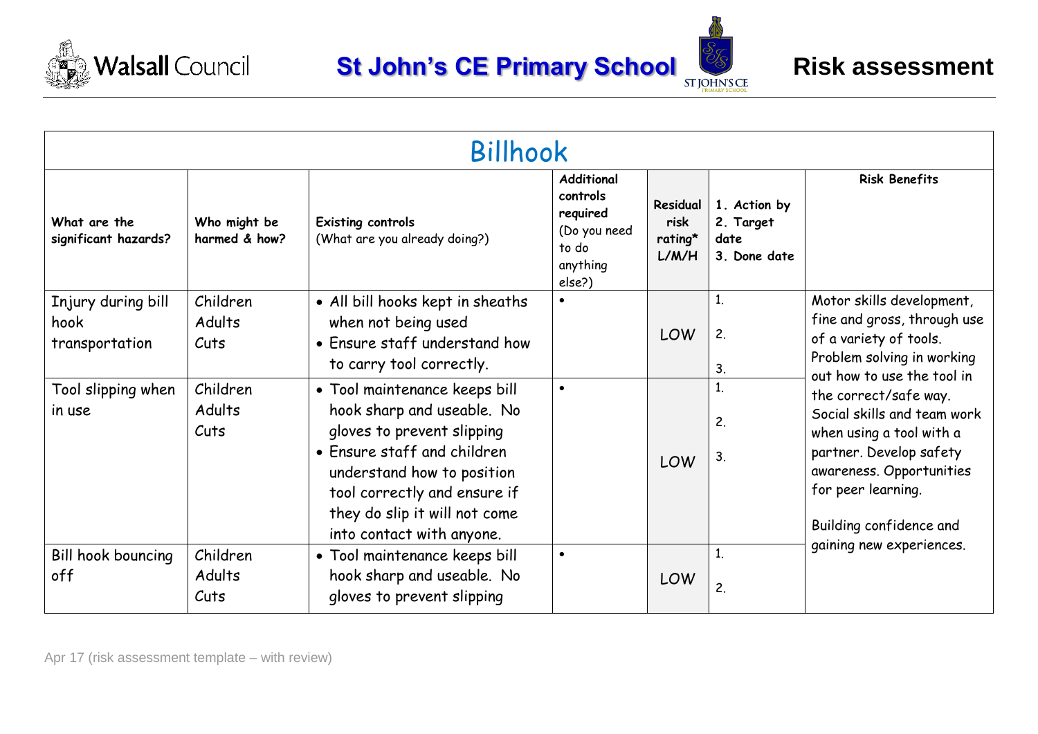# Billhook

| What are the significant hazards? | Who might be harmed & how? | Existing controls (What are you already doing?) | Additional controls required (Do you need to do anything else?) | Residual risk rating* L/M/H | 1. Action by 2. Target date 3. Done date | Risk Benefits |
|---|---|---|---|---|---|---|
| Injury during bill hook transportation | Children Adults Cuts | • All bill hooks kept in sheaths when not being used<br>• Ensure staff understand how to carry tool correctly. | • | LOW | 1.<br>2.<br>3. | Motor skills development, fine and gross, through use of a variety of tools. Problem solving in working out how to use the tool in the correct/safe way. Social skills and team work when using a tool with a partner. Develop safety awareness. Opportunities for peer learning.<br><br>Building confidence and gaining new experiences. |
| Tool slipping when in use | Children Adults Cuts | • Tool maintenance keeps bill hook sharp and useable. No gloves to prevent slipping<br>• Ensure staff and children understand how to position tool correctly and ensure if they do slip it will not come into contact with anyone. | • | LOW | 1.<br>2.<br>3. | |
| Bill hook bouncing off | Children Adults Cuts | • Tool maintenance keeps bill hook sharp and useable. No gloves to prevent slipping | • | LOW | 1.<br>2. | |

Apr 17 (risk assessment template – with review)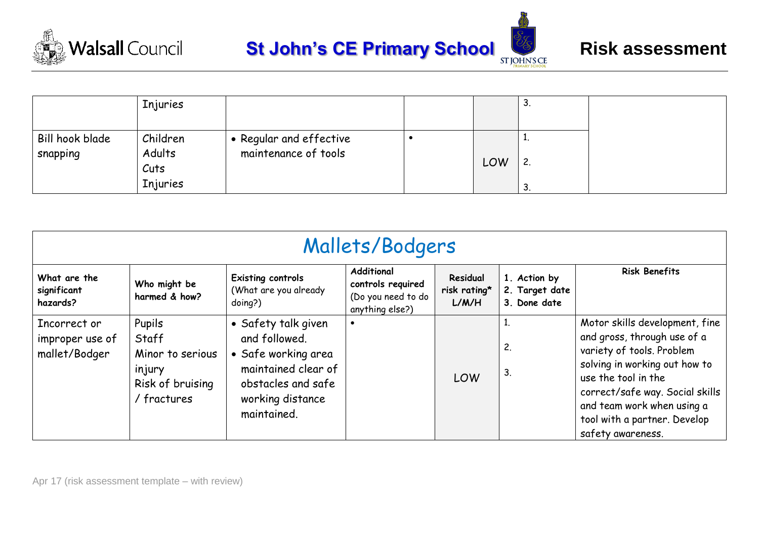| | | | | | | |
|---|---|---|---|---|---|---|
| | Injuries | | | | 3. | |
| Bill hook blade snapping | Children<br>Adults<br>Cuts<br>Injuries | • Regular and effective maintenance of tools | • | LOW | 1.<br>2.<br>3. | |

## Mallets/Bodgers

| What are the significant hazards? | Who might be harmed & how? | Existing controls (What are you already doing?) | Additional controls required (Do you need to do anything else?) | Residual risk rating* L/M/H | 1. Action by 2. Target date 3. Done date | Risk Benefits |
|---|---|---|---|---|---|---|
| Incorrect or improper use of mallet/Bodger | Pupils<br>Staff<br>Minor to serious injury<br>Risk of bruising / fractures | • Safety talk given and followed.<br>• Safe working area maintained clear of obstacles and safe working distance maintained. | • | LOW | 1.<br>2.<br>3. | Motor skills development, fine and gross, through use of a variety of tools. Problem solving in working out how to use the tool in the correct/safe way. Social skills and team work when using a tool with a partner. Develop safety awareness. |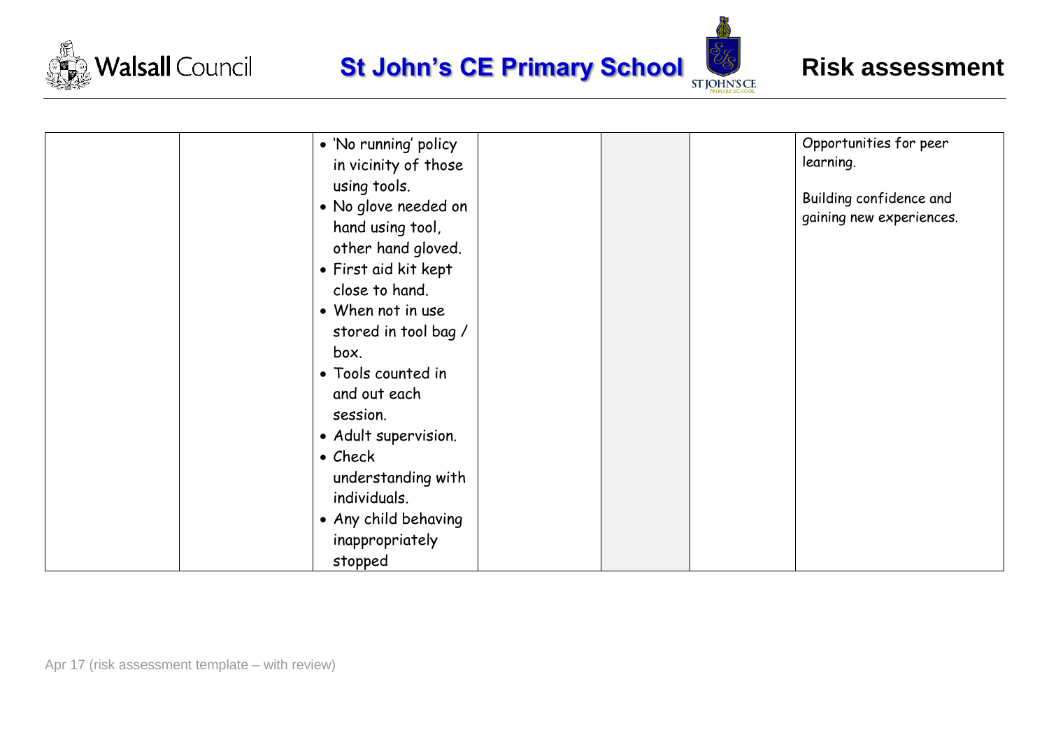| | | | | | | |
|---|---|---|---|---|---|---|
| | | • 'No running' policy in vicinity of those using tools.<br>• No glove needed on hand using tool, other hand gloved.<br>• First aid kit kept close to hand.<br>• When not in use stored in tool bag / box.<br>• Tools counted in and out each session.<br>• Adult supervision.<br>• Check understanding with individuals.<br>• Any child behaving inappropriately stopped | | | | Opportunities for peer learning.<br><br>Building confidence and gaining new experiences. |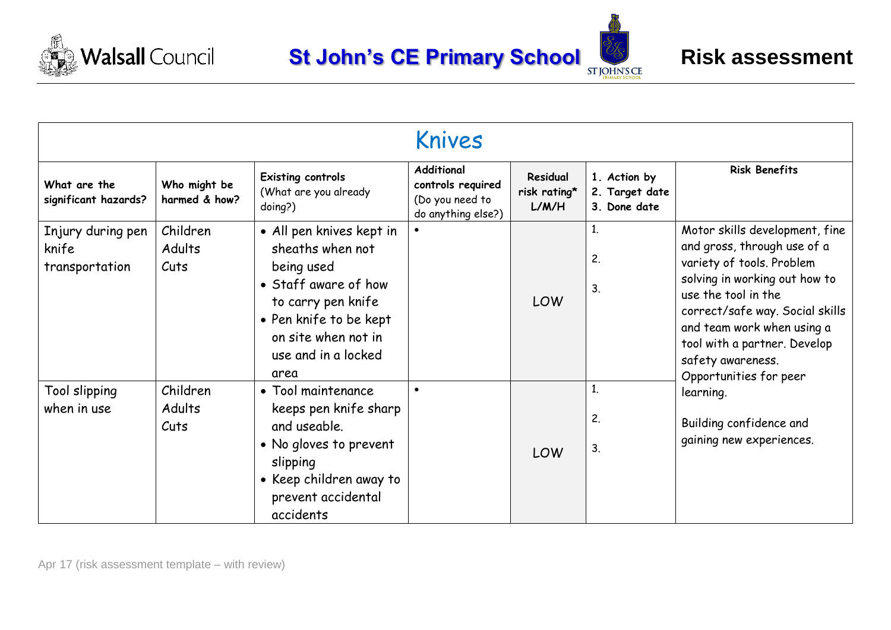# Knives

| What are the significant hazards? | Who might be harmed & how? | Existing controls (What are you already doing?) | Additional controls required (Do you need to do anything else?) | Residual risk rating* L/M/H | 1. Action by 2. Target date 3. Done date | Risk Benefits |
|---|---|---|---|---|---|---|
| Injury during pen knife transportation | Children Adults Cuts | • All pen knives kept in sheaths when not being used • Staff aware of how to carry pen knife • Pen knife to be kept on site when not in use and in a locked area | • | LOW | 1. 2. 3. | Motor skills development, fine and gross, through use of a variety of tools. Problem solving in working out how to use the tool in the correct/safe way. Social skills and team work when using a tool with a partner. Develop safety awareness. Opportunities for peer learning. Building confidence and gaining new experiences. |
| Tool slipping when in use | Children Adults Cuts | • Tool maintenance keeps pen knife sharp and useable. • No gloves to prevent slipping • Keep children away to prevent accidental accidents | • | LOW | 1. 2. 3. | |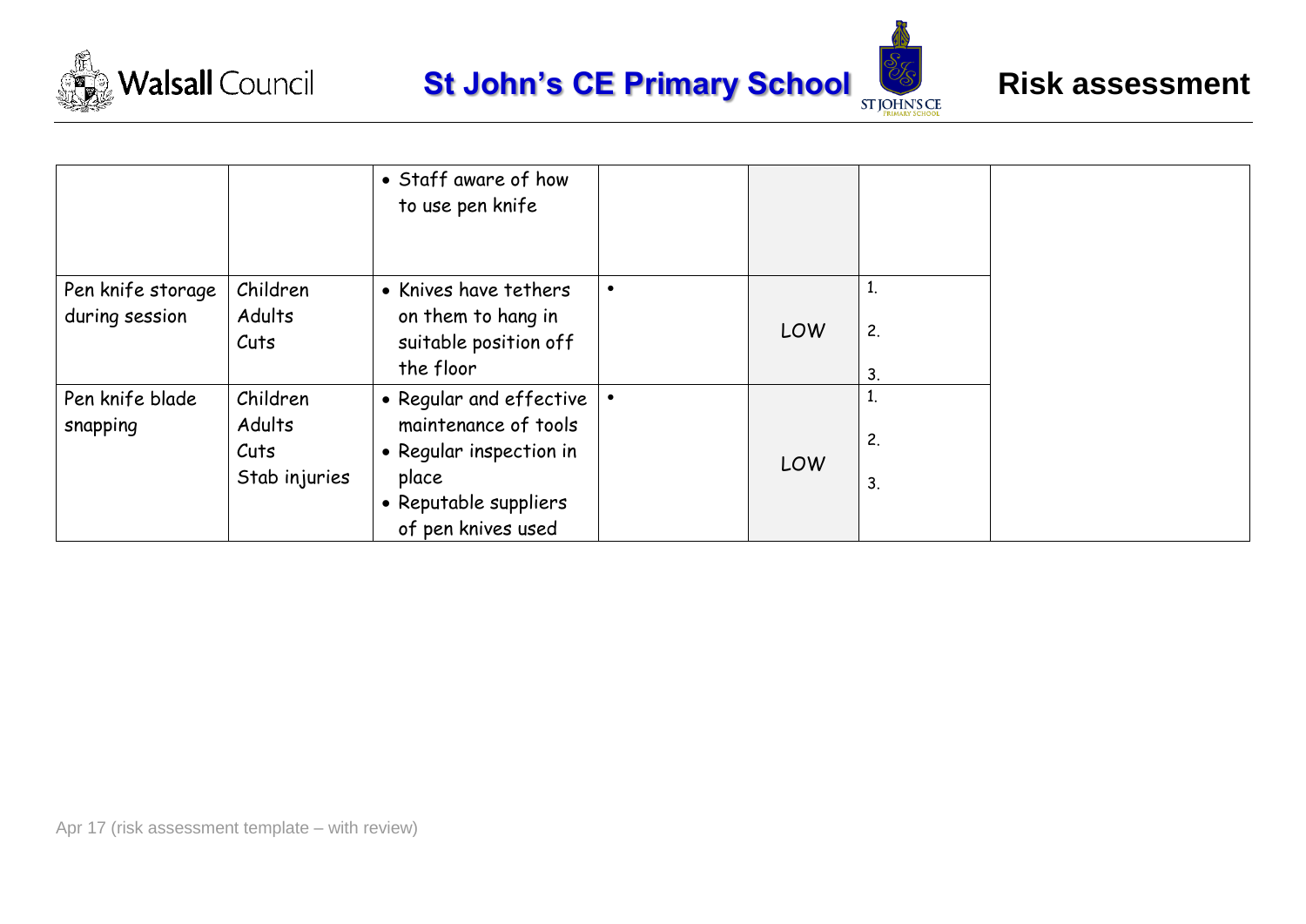| | | | | | | |
|---|---|---|---|---|---|---|
| | | • Staff aware of how to use pen knife | | | | |
| Pen knife storage during session | Children<br>Adults<br>Cuts | • Knives have tethers on them to hang in suitable position off the floor | • | LOW | 1.<br>2.<br>3. | |
| Pen knife blade snapping | Children<br>Adults<br>Cuts<br>Stab injuries | • Regular and effective maintenance of tools<br>• Regular inspection in place<br>• Reputable suppliers of pen knives used | • | LOW | 1.<br>2.<br>3. | |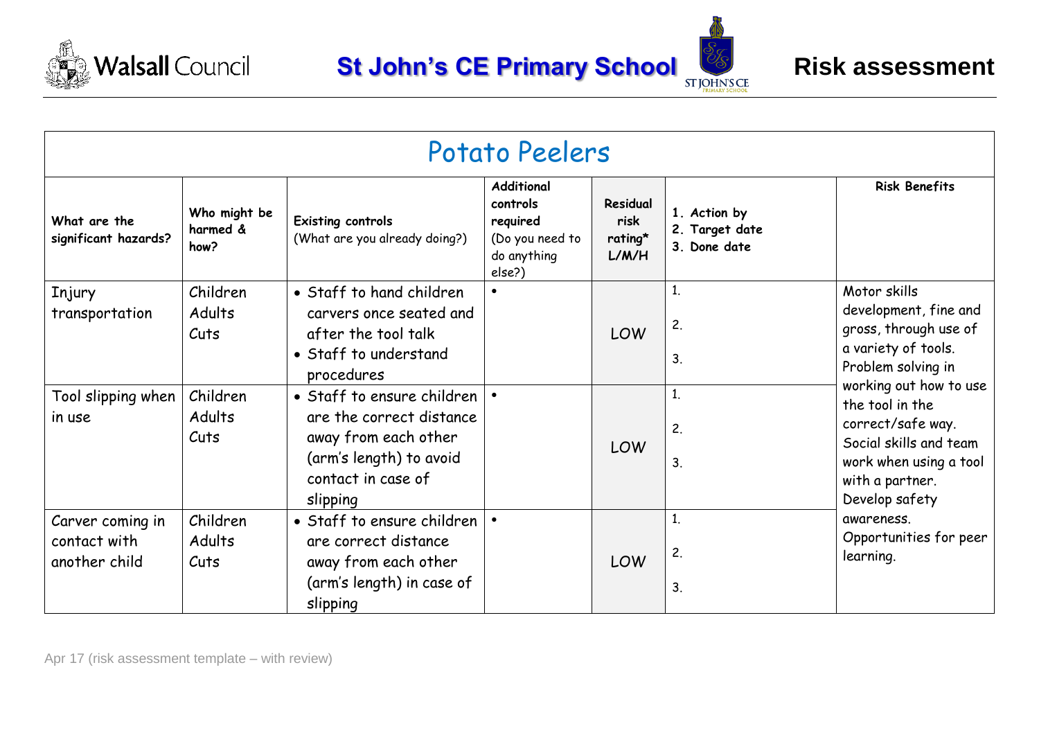Walsall Council **St John's CE Primary School** **Risk assessment**

# Potato Peelers

| What are the significant hazards? | Who might be harmed & how? | Existing controls (What are you already doing?) | Additional controls required (Do you need to do anything else?) | Residual risk rating* L/M/H | 1. Action by 2. Target date 3. Done date | Risk Benefits |
|---|---|---|---|---|---|---|
| Injury transportation | Children Adults Cuts | • Staff to hand children carvers once seated and after the tool talk • Staff to understand procedures | • | LOW | 1. 2. 3. | Motor skills development, fine and gross, through use of a variety of tools. Problem solving in working out how to use the tool in the correct/safe way. Social skills and team work when using a tool with a partner. Develop safety awareness. Opportunities for peer learning. |
| Tool slipping when in use | Children Adults Cuts | • Staff to ensure children are the correct distance away from each other (arm's length) to avoid contact in case of slipping | • | LOW | 1. 2. 3. | |
| Carver coming in contact with another child | Children Adults Cuts | • Staff to ensure children are correct distance away from each other (arm's length) in case of slipping | • | LOW | 1. 2. 3. | |

Apr 17 (risk assessment template – with review)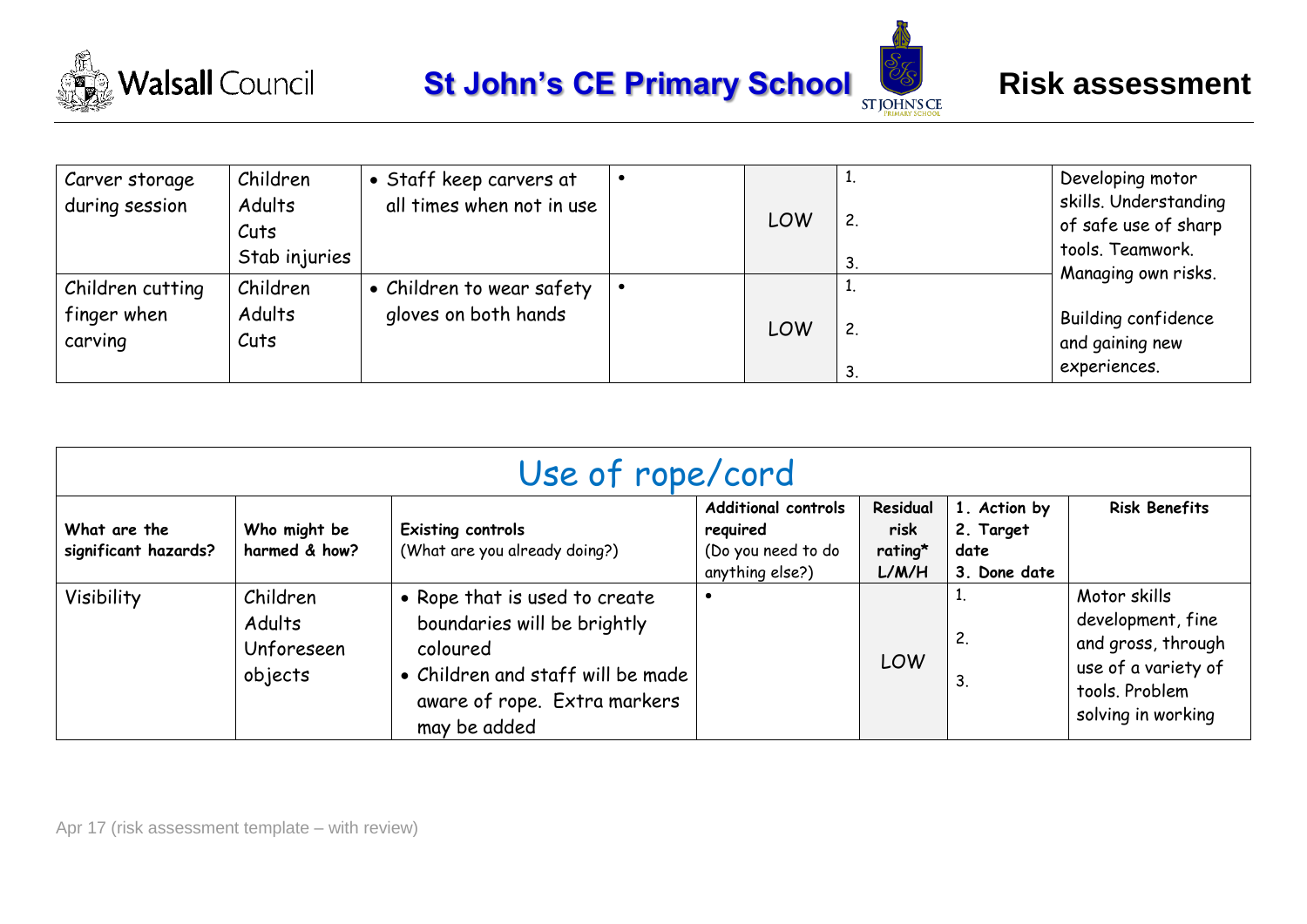| | | | | | | |
|---|---|---|---|---|---|---|
| Carver storage during session | Children<br>Adults<br>Cuts<br>Stab injuries | • Staff keep carvers at all times when not in use | • | LOW | 1.<br>2.<br>3. | Developing motor skills. Understanding of safe use of sharp tools. Teamwork. Managing own risks.<br><br>Building confidence and gaining new experiences. |
| Children cutting finger when carving | Children<br>Adults<br>Cuts | • Children to wear safety gloves on both hands | • | LOW | 1.<br>2.<br>3. | |

## Use of rope/cord

| What are the significant hazards? | Who might be harmed & how? | Existing controls (What are you already doing?) | Additional controls required (Do you need to do anything else?) | Residual risk rating* L/M/H | 1. Action by 2. Target date 3. Done date | Risk Benefits |
|---|---|---|---|---|---|---|
| Visibility | Children<br>Adults<br>Unforeseen objects | • Rope that is used to create boundaries will be brightly coloured<br>• Children and staff will be made aware of rope. Extra markers may be added | • | LOW | 1.<br>2.<br>3. | Motor skills development, fine and gross, through use of a variety of tools. Problem solving in working |

Apr 17 (risk assessment template – with review)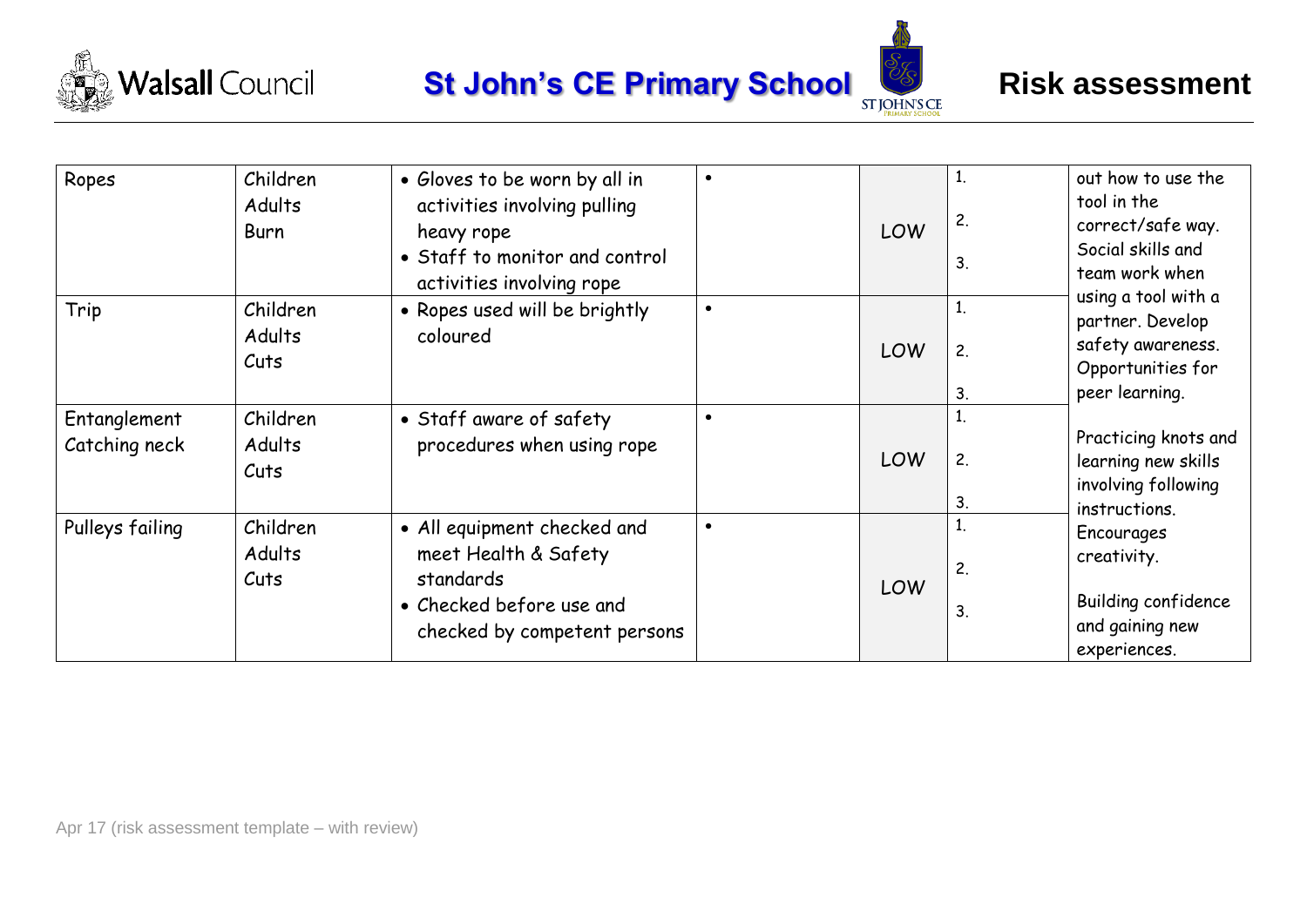| | | | | | | |
|---|---|---|---|---|---|---|
| Ropes | Children<br>Adults<br>Burn | • Gloves to be worn by all in activities involving pulling heavy rope<br>• Staff to monitor and control activities involving rope | • | LOW | 1.<br>2.<br>3. | out how to use the tool in the correct/safe way. Social skills and team work when using a tool with a partner. Develop safety awareness. Opportunities for peer learning.<br><br>Practicing knots and learning new skills involving following instructions. Encourages creativity.<br><br>Building confidence and gaining new experiences. |
| Trip | Children<br>Adults<br>Cuts | • Ropes used will be brightly coloured | • | LOW | 1.<br>2.<br>3. | |
| Entanglement<br>Catching neck | Children<br>Adults<br>Cuts | • Staff aware of safety procedures when using rope | • | LOW | 1.<br>2.<br>3. | |
| Pulleys failing | Children<br>Adults<br>Cuts | • All equipment checked and meet Health & Safety standards<br>• Checked before use and checked by competent persons | • | LOW | 1.<br>2.<br>3. | |

Apr 17 (risk assessment template – with review)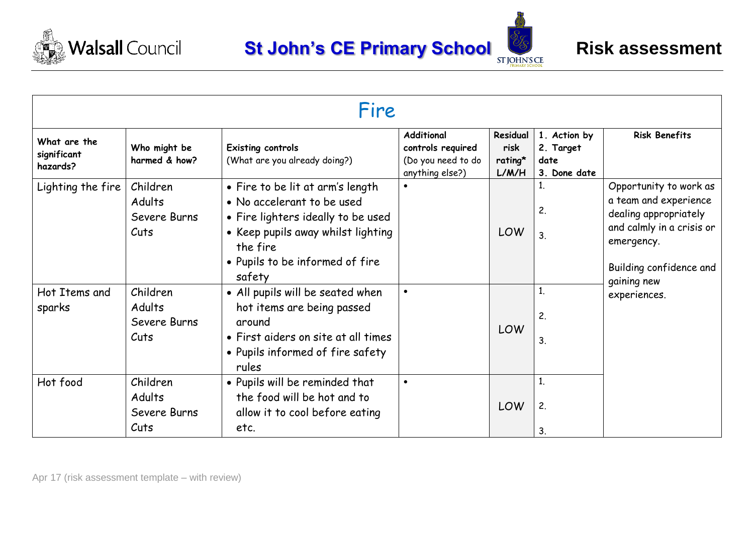# Fire

| What are the significant hazards? | Who might be harmed & how? | Existing controls (What are you already doing?) | Additional controls required (Do you need to do anything else?) | Residual risk rating* L/M/H | 1. Action by 2. Target date 3. Done date | Risk Benefits |
|---|---|---|---|---|---|---|
| Lighting the fire | Children<br>Adults<br>Severe Burns<br>Cuts | • Fire to be lit at arm's length<br>• No accelerant to be used<br>• Fire lighters ideally to be used<br>• Keep pupils away whilst lighting the fire<br>• Pupils to be informed of fire safety | • | LOW | 1.<br>2.<br>3. | Opportunity to work as a team and experience dealing appropriately and calmly in a crisis or emergency.<br><br>Building confidence and gaining new experiences. |
| Hot Items and sparks | Children<br>Adults<br>Severe Burns<br>Cuts | • All pupils will be seated when hot items are being passed around<br>• First aiders on site at all times<br>• Pupils informed of fire safety rules | • | LOW | 1.<br>2.<br>3. | |
| Hot food | Children<br>Adults<br>Severe Burns<br>Cuts | • Pupils will be reminded that the food will be hot and to allow it to cool before eating etc. | • | LOW | 1.<br>2.<br>3. | |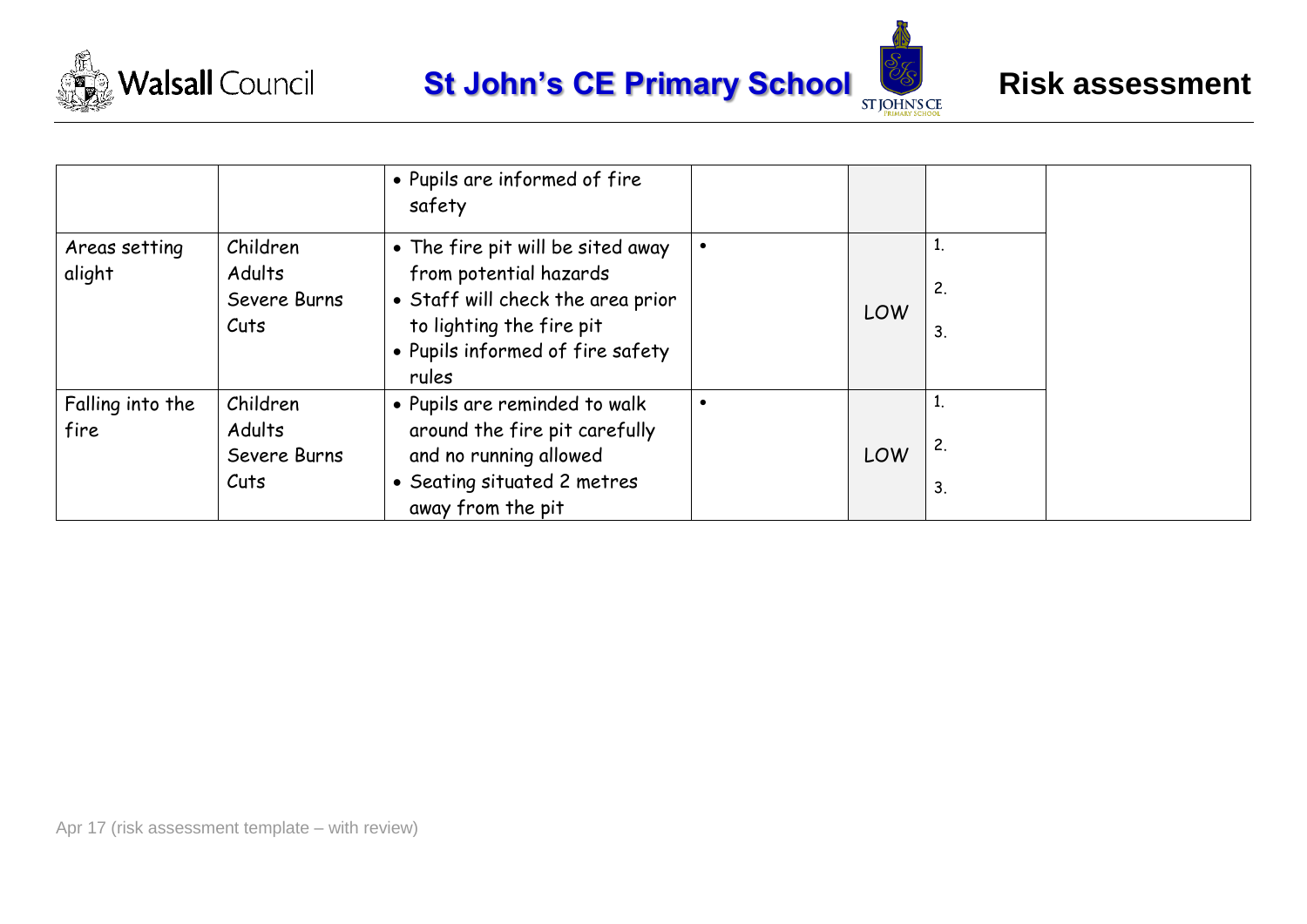| | | | | | | |
|---|---|---|---|---|---|---|
| | | • Pupils are informed of fire safety | | | | |
| Areas setting alight | Children<br>Adults<br>Severe Burns<br>Cuts | • The fire pit will be sited away from potential hazards<br>• Staff will check the area prior to lighting the fire pit<br>• Pupils informed of fire safety rules | • | LOW | 1.<br>2.<br>3. | |
| Falling into the fire | Children<br>Adults<br>Severe Burns<br>Cuts | • Pupils are reminded to walk around the fire pit carefully and no running allowed<br>• Seating situated 2 metres away from the pit | • | LOW | 1.<br>2.<br>3. | |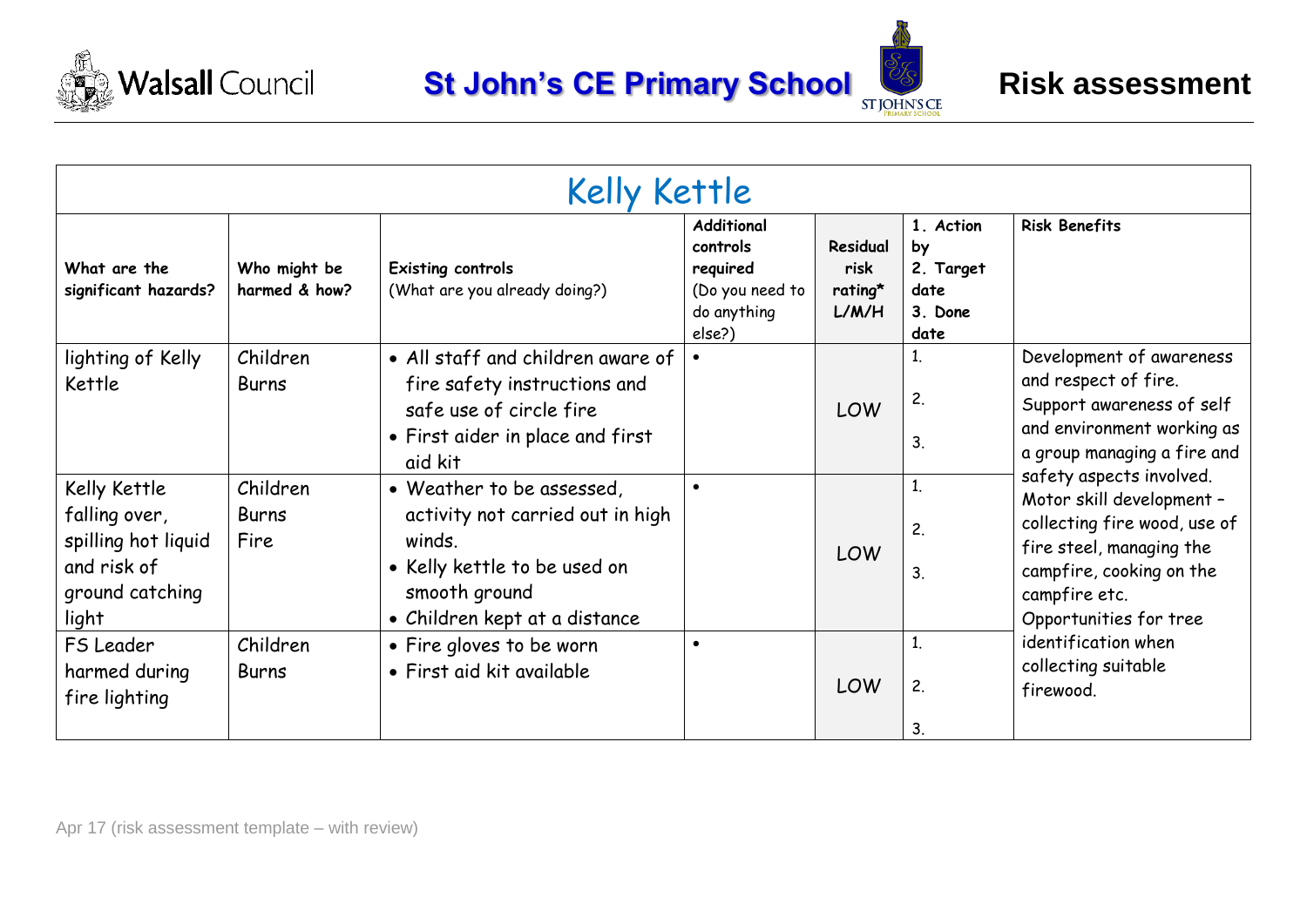## Kelly Kettle

| What are the significant hazards? | Who might be harmed & how? | Existing controls (What are you already doing?) | Additional controls required (Do you need to do anything else?) | Residual risk rating* L/M/H | 1. Action by 2. Target date 3. Done date | Risk Benefits |
|---|---|---|---|---|---|---|
| lighting of Kelly Kettle | Children Burns | • All staff and children aware of fire safety instructions and safe use of circle fire<br>• First aider in place and first aid kit | • | LOW | 1.<br>2.<br>3. | Development of awareness and respect of fire. Support awareness of self and environment working as a group managing a fire and safety aspects involved. Motor skill development – collecting fire wood, use of fire steel, managing the campfire, cooking on the campfire etc. Opportunities for tree identification when collecting suitable firewood. |
| Kelly Kettle falling over, spilling hot liquid and risk of ground catching light | Children Burns Fire | • Weather to be assessed, activity not carried out in high winds.<br>• Kelly kettle to be used on smooth ground<br>• Children kept at a distance | • | LOW | 1.<br>2.<br>3. | |
| FS Leader harmed during fire lighting | Children Burns | • Fire gloves to be worn<br>• First aid kit available | • | LOW | 1.<br>2.<br>3. | |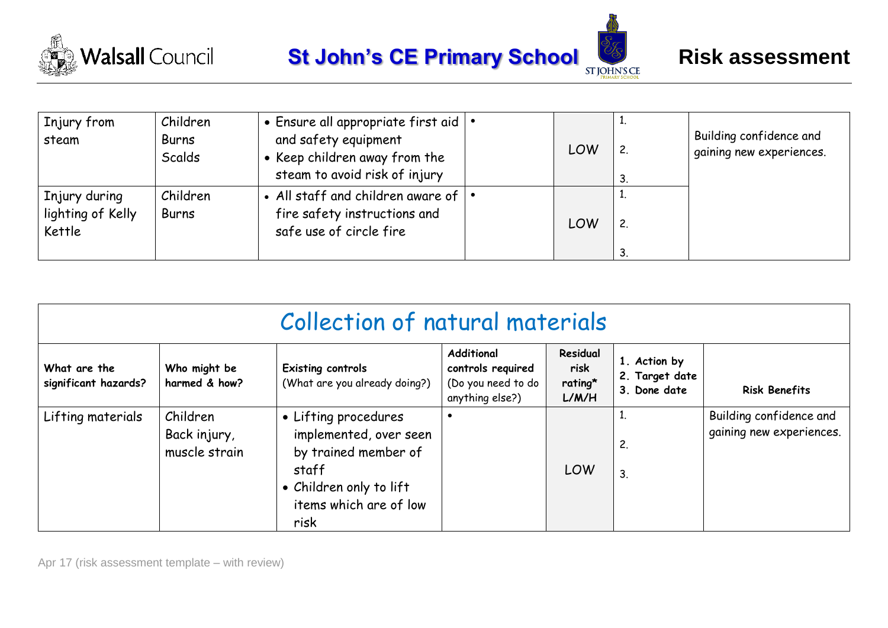| | | | | | | |
|---|---|---|---|---|---|---|
| Injury from steam | Children<br>Burns<br>Scalds | • Ensure all appropriate first aid and safety equipment<br>• Keep children away from the steam to avoid risk of injury | • | LOW | 1.<br>2.<br>3. | Building confidence and gaining new experiences. |
| Injury during lighting of Kelly Kettle | Children<br>Burns | • All staff and children aware of fire safety instructions and safe use of circle fire | • | LOW | 1.<br>2.<br>3. | |

## Collection of natural materials

| What are the significant hazards? | Who might be harmed & how? | Existing controls (What are you already doing?) | Additional controls required (Do you need to do anything else?) | Residual risk rating* L/M/H | 1. Action by<br>2. Target date<br>3. Done date | Risk Benefits |
|---|---|---|---|---|---|---|
| Lifting materials | Children<br>Back injury, muscle strain | • Lifting procedures implemented, over seen by trained member of staff<br>• Children only to lift items which are of low risk | • | LOW | 1.<br>2.<br>3. | Building confidence and gaining new experiences. |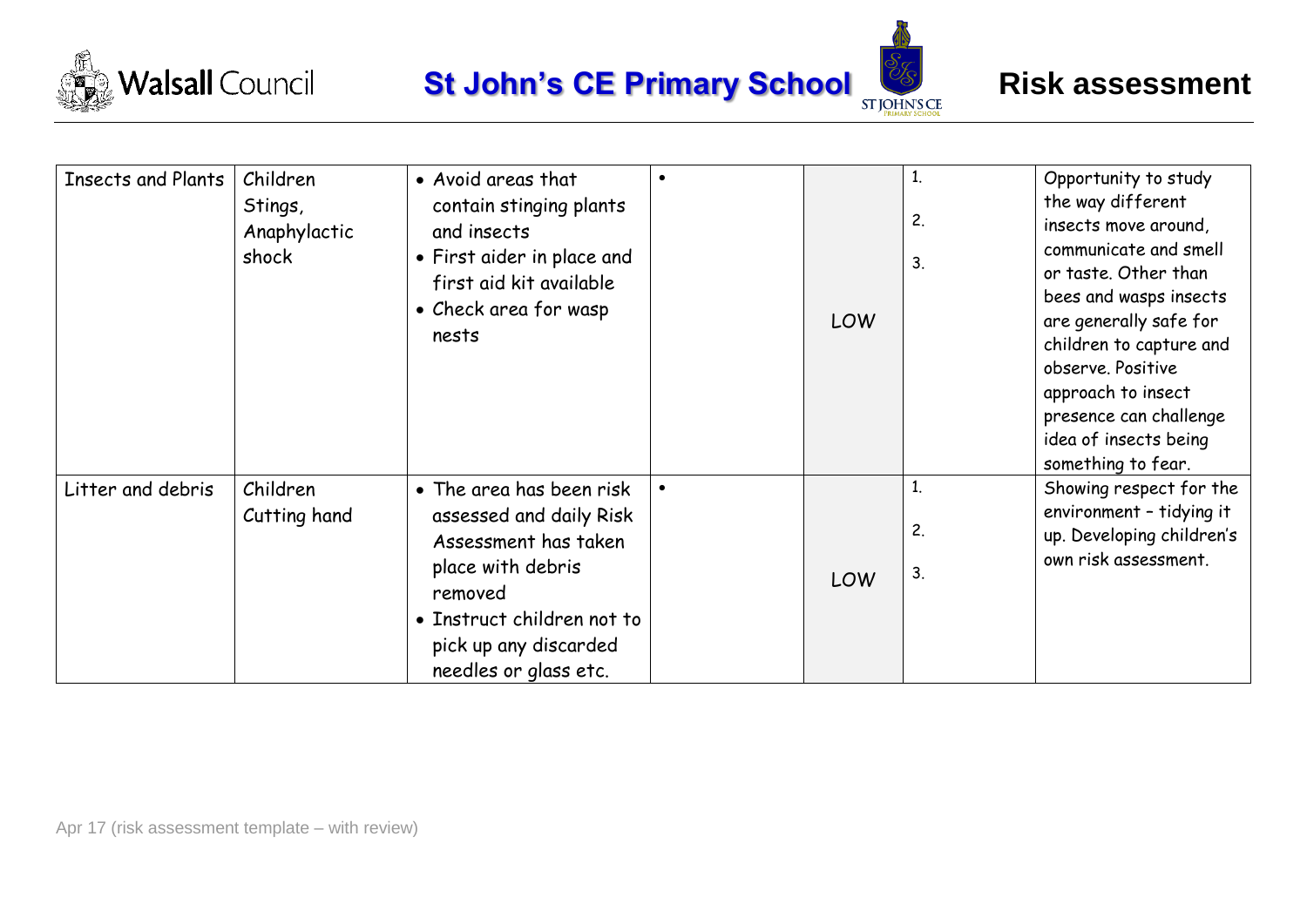| | | | | | | |
|---|---|---|---|---|---|---|
| Insects and Plants | Children<br>Stings, Anaphylactic shock | • Avoid areas that contain stinging plants and insects<br>• First aider in place and first aid kit available<br>• Check area for wasp nests | • | LOW | 1.<br>2.<br>3. | Opportunity to study the way different insects move around, communicate and smell or taste. Other than bees and wasps insects are generally safe for children to capture and observe. Positive approach to insect presence can challenge idea of insects being something to fear. |
| Litter and debris | Children<br>Cutting hand | • The area has been risk assessed and daily Risk Assessment has taken place with debris removed<br>• Instruct children not to pick up any discarded needles or glass etc. | • | LOW | 1.<br>2.<br>3. | Showing respect for the environment – tidying it up. Developing children's own risk assessment. |

Apr 17 (risk assessment template – with review)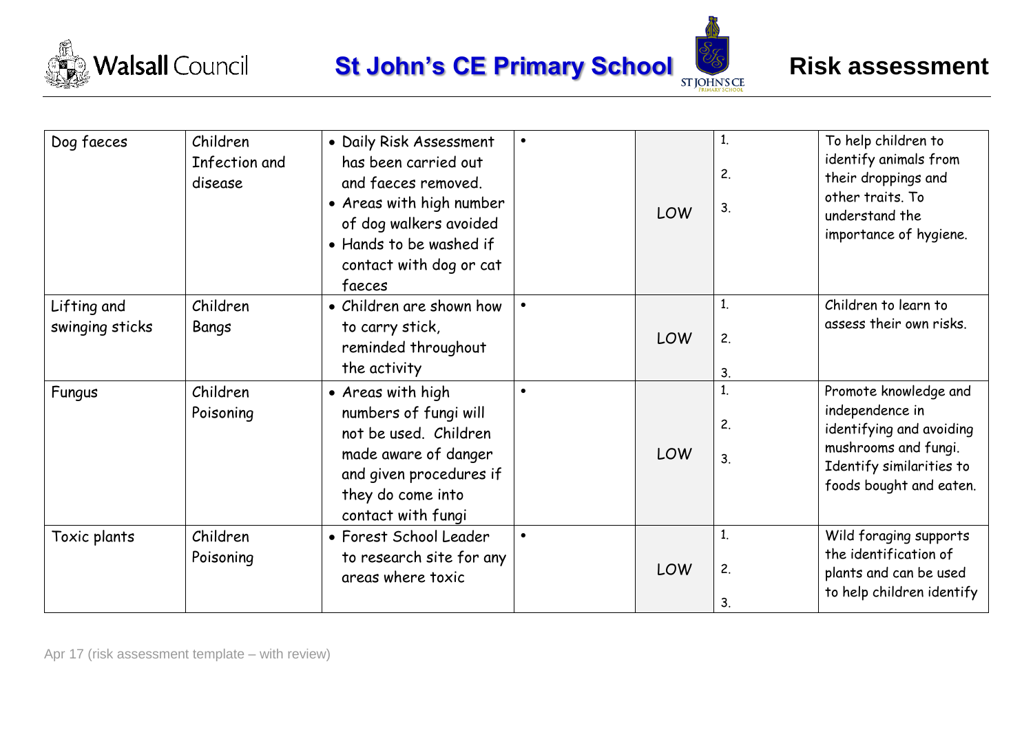| | | | | | | |
|---|---|---|---|---|---|---|
| Dog faeces | Children<br>Infection and disease | • Daily Risk Assessment has been carried out and faeces removed.<br>• Areas with high number of dog walkers avoided<br>• Hands to be washed if contact with dog or cat faeces | • | LOW | 1.<br>2.<br>3. | To help children to identify animals from their droppings and other traits. To understand the importance of hygiene. |
| Lifting and swinging sticks | Children<br>Bangs | • Children are shown how to carry stick, reminded throughout the activity | • | LOW | 1.<br>2.<br>3. | Children to learn to assess their own risks. |
| Fungus | Children<br>Poisoning | • Areas with high numbers of fungi will not be used. Children made aware of danger and given procedures if they do come into contact with fungi | • | LOW | 1.<br>2.<br>3. | Promote knowledge and independence in identifying and avoiding mushrooms and fungi. Identify similarities to foods bought and eaten. |
| Toxic plants | Children<br>Poisoning | • Forest School Leader to research site for any areas where toxic | • | LOW | 1.<br>2.<br>3. | Wild foraging supports the identification of plants and can be used to help children identify |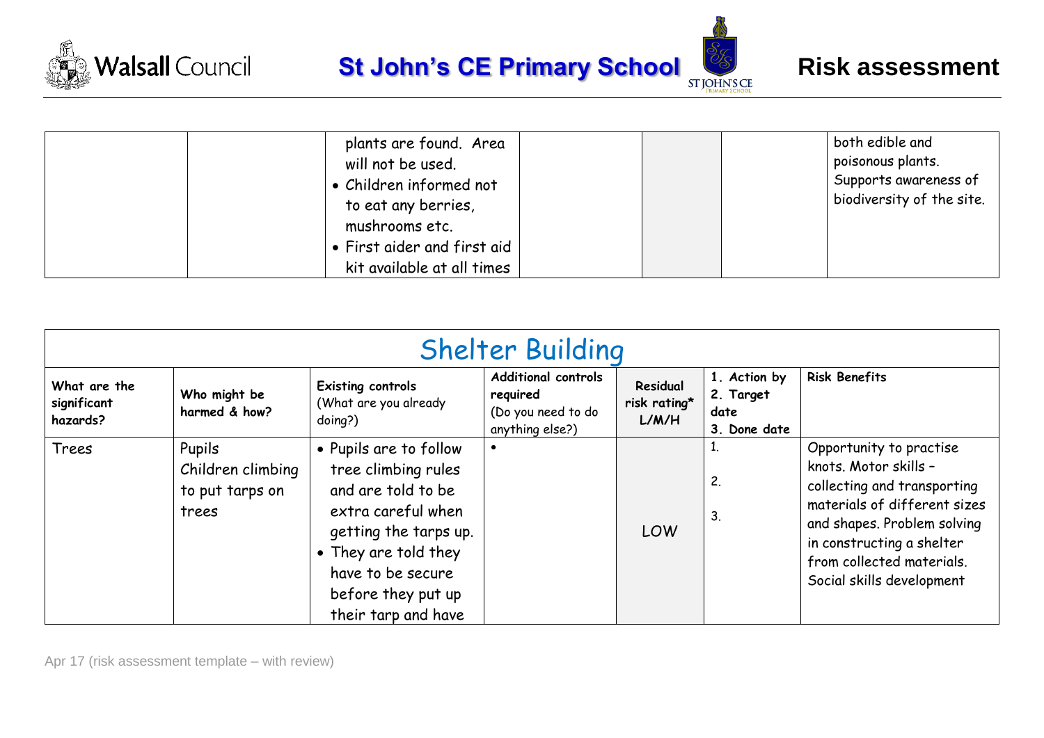| | | | | | | |
|---|---|---|---|---|---|---|
| | | plants are found. Area will not be used. • Children informed not to eat any berries, mushrooms etc. • First aider and first aid kit available at all times | | | | both edible and poisonous plants. Supports awareness of biodiversity of the site. |

## Shelter Building

| What are the significant hazards? | Who might be harmed & how? | Existing controls (What are you already doing?) | Additional controls required (Do you need to do anything else?) | Residual risk rating* L/M/H | 1. Action by 2. Target date 3. Done date | Risk Benefits |
|---|---|---|---|---|---|---|
| Trees | Pupils Children climbing to put tarps on trees | • Pupils are to follow tree climbing rules and are told to be extra careful when getting the tarps up. • They are told they have to be secure before they put up their tarp and have | • | LOW | 1. 2. 3. | Opportunity to practise knots. Motor skills – collecting and transporting materials of different sizes and shapes. Problem solving in constructing a shelter from collected materials. Social skills development |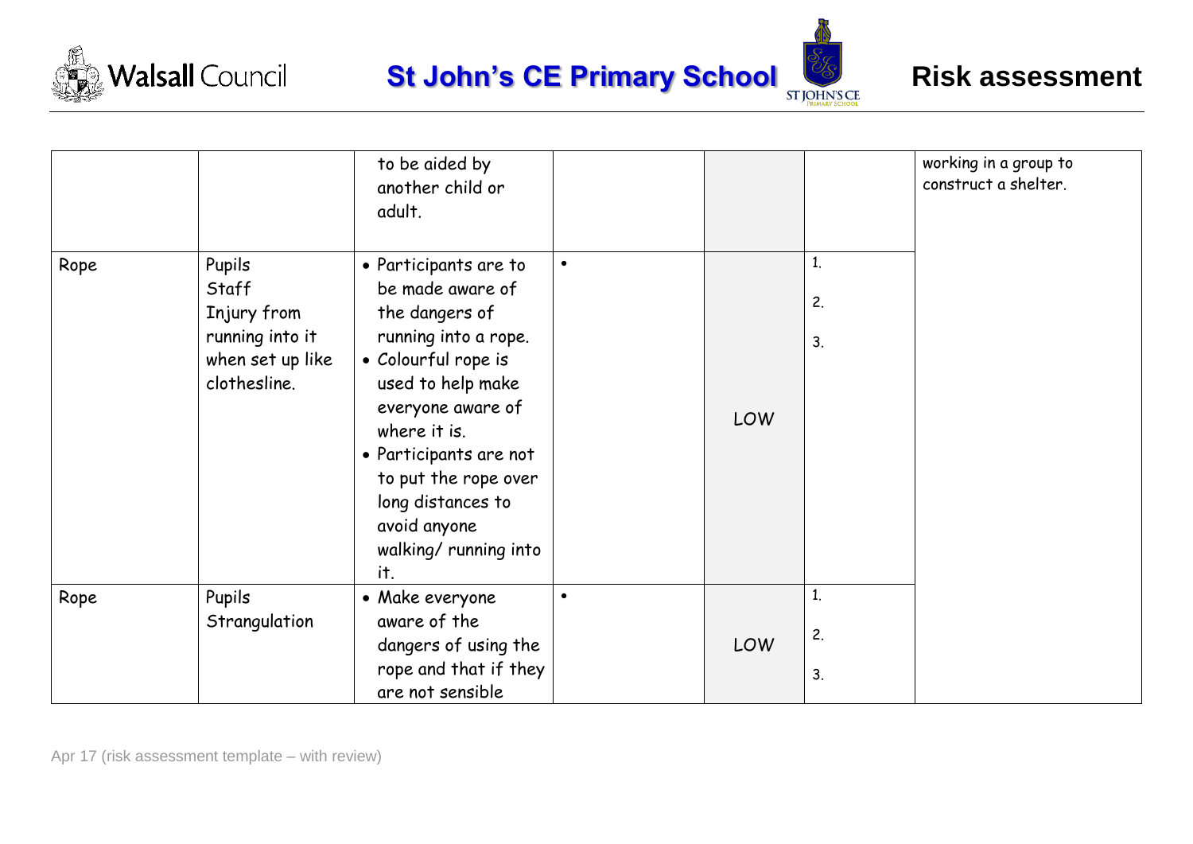|  |  |  |  |  |  |  |
|---|---|---|---|---|---|---|
|  |  | to be aided by another child or adult. |  |  |  | working in a group to construct a shelter. |
| Rope | Pupils<br>Staff<br>Injury from running into it when set up like clothesline. | • Participants are to be made aware of the dangers of running into a rope.<br>• Colourful rope is used to help make everyone aware of where it is.<br>• Participants are not to put the rope over long distances to avoid anyone walking/ running into it. | • | LOW | 1.<br>2.<br>3. |  |
| Rope | Pupils<br>Strangulation | • Make everyone aware of the dangers of using the rope and that if they are not sensible | • | LOW | 1.<br>2.<br>3. |  |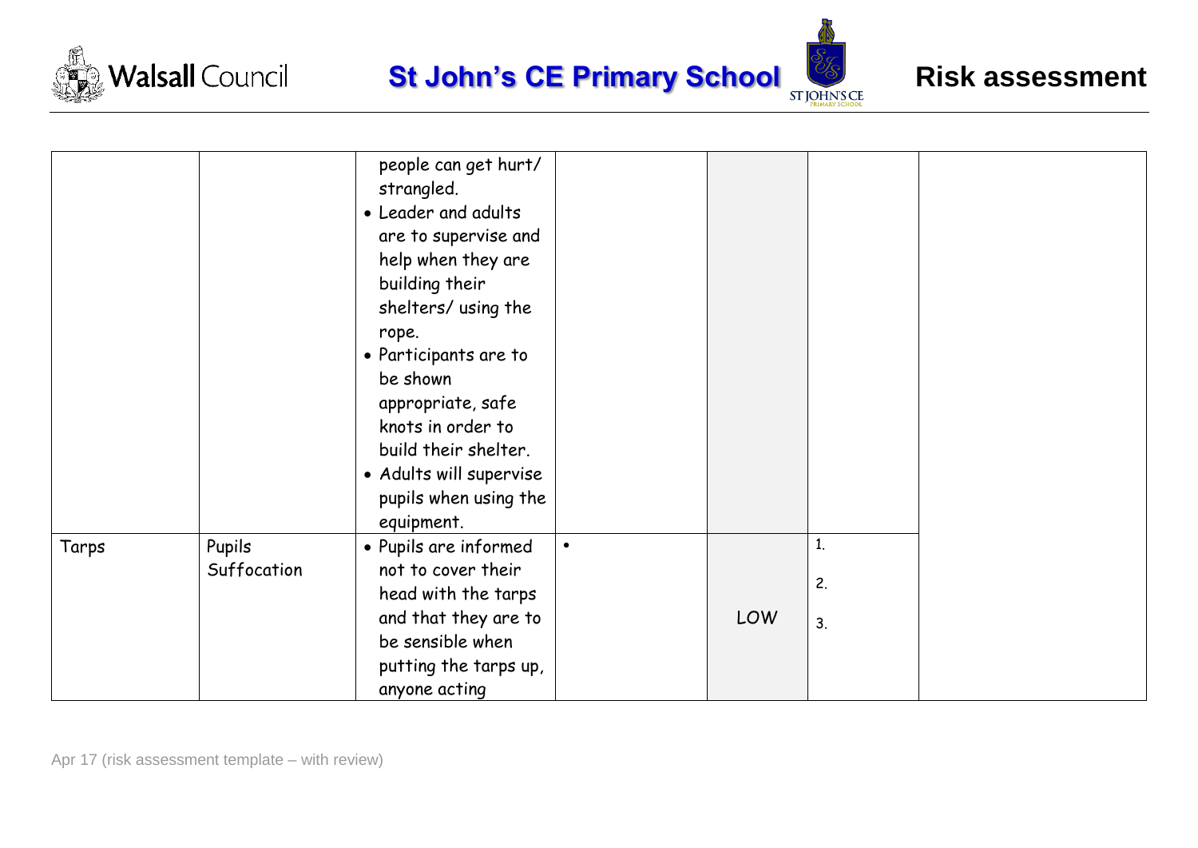| | | | | | | |
|---|---|---|---|---|---|---|
| | | people can get hurt/ strangled.<br>• Leader and adults are to supervise and help when they are building their shelters/ using the rope.<br>• Participants are to be shown appropriate, safe knots in order to build their shelter.<br>• Adults will supervise pupils when using the equipment. | | | | |
| Tarps | Pupils Suffocation | • Pupils are informed not to cover their head with the tarps and that they are to be sensible when putting the tarps up, anyone acting | • | LOW | 1.<br>2.<br>3. | |

Apr 17 (risk assessment template – with review)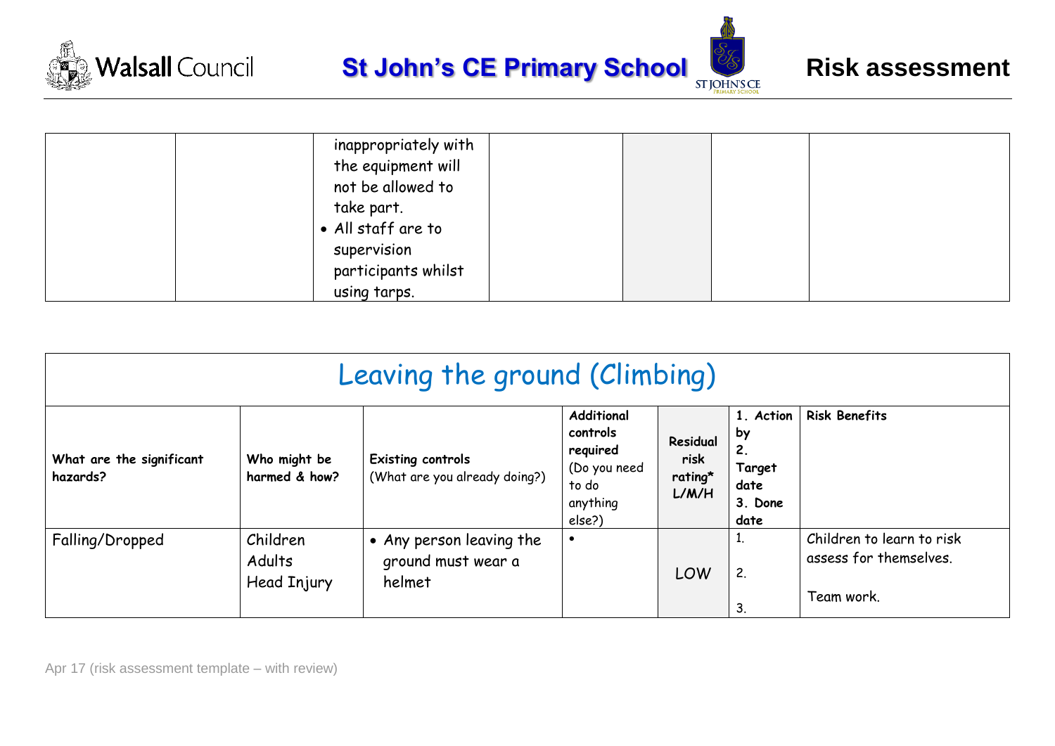| | | | | | | |
|---|---|---|---|---|---|---|
| | | inappropriately with the equipment will not be allowed to take part.<br>• All staff are to supervision participants whilst using tarps. | | | | |

# Leaving the ground (Climbing)

| What are the significant hazards? | Who might be harmed & how? | Existing controls (What are you already doing?) | Additional controls required (Do you need to do anything else?) | Residual risk rating* L/M/H | 1. Action by 2. Target date 3. Done date | Risk Benefits |
|---|---|---|---|---|---|---|
| Falling/Dropped | Children<br>Adults<br>Head Injury | • Any person leaving the ground must wear a helmet | • | LOW | 1.<br>2.<br>3. | Children to learn to risk assess for themselves.<br><br>Team work. |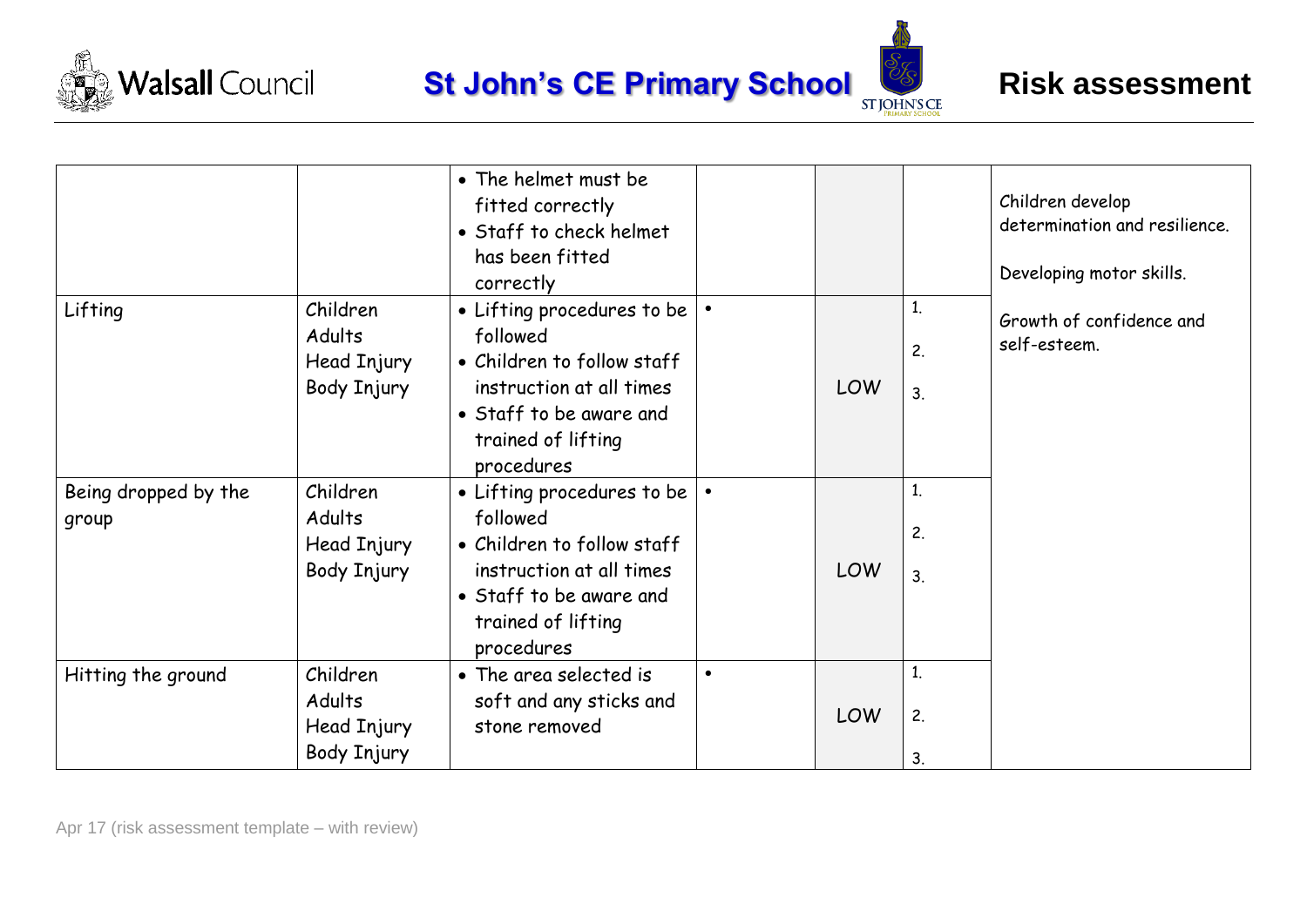| | | | | | | |
|---|---|---|---|---|---|---|
| | | • The helmet must be fitted correctly<br>• Staff to check helmet has been fitted correctly | | | | Children develop determination and resilience.<br><br>Developing motor skills.<br><br>Growth of confidence and self-esteem. |
| Lifting | Children<br>Adults<br>Head Injury<br>Body Injury | • Lifting procedures to be followed<br>• Children to follow staff instruction at all times<br>• Staff to be aware and trained of lifting procedures | • | LOW | 1.<br>2.<br>3. | |
| Being dropped by the group | Children<br>Adults<br>Head Injury<br>Body Injury | • Lifting procedures to be followed<br>• Children to follow staff instruction at all times<br>• Staff to be aware and trained of lifting procedures | • | LOW | 1.<br>2.<br>3. | |
| Hitting the ground | Children<br>Adults<br>Head Injury<br>Body Injury | • The area selected is soft and any sticks and stone removed | • | LOW | 1.<br>2.<br>3. | |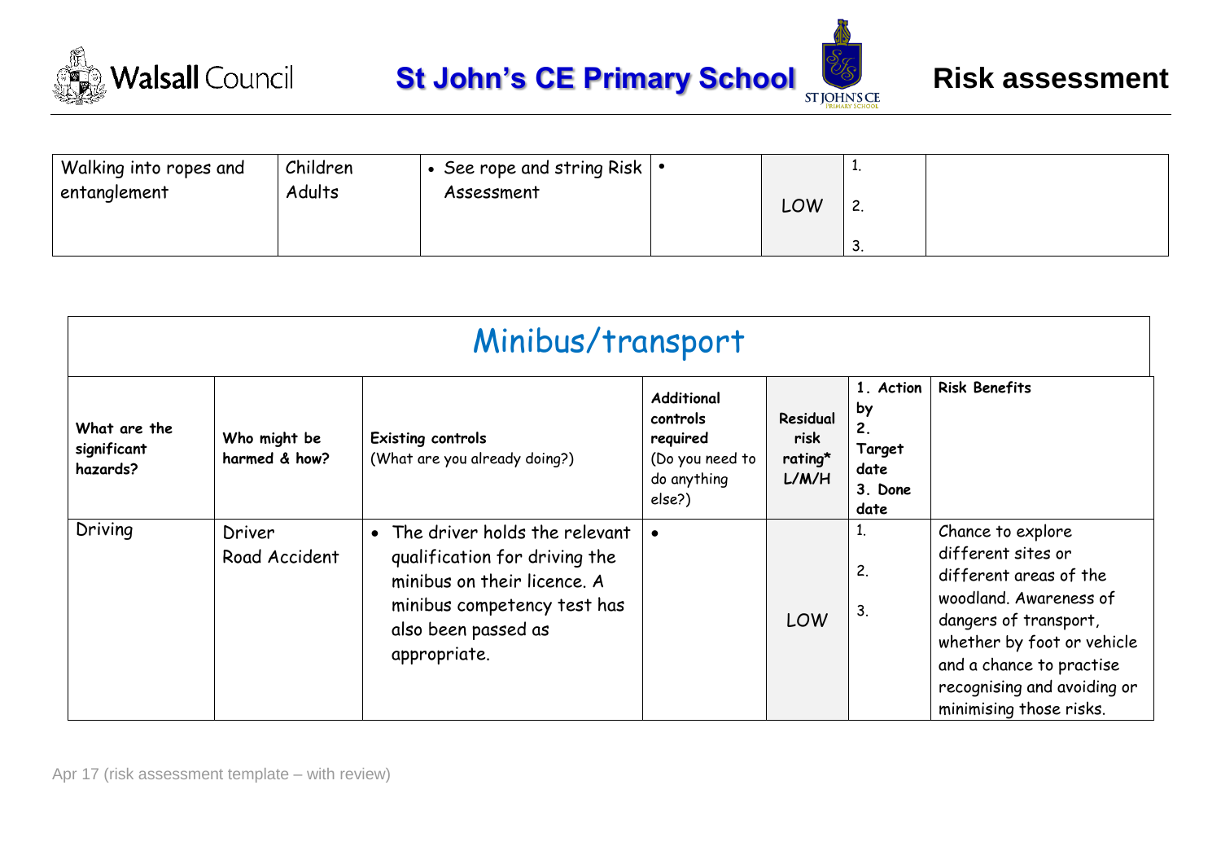| | | | | | | |
|---|---|---|---|---|---|---|
| Walking into ropes and entanglement | Children<br>Adults | • See rope and string Risk Assessment | • | LOW | 1.<br>2.<br>3. | |

## Minibus/transport

| What are the significant hazards? | Who might be harmed & how? | Existing controls (What are you already doing?) | Additional controls required (Do you need to do anything else?) | Residual risk rating* L/M/H | 1. Action by 2. Target date 3. Done date | Risk Benefits |
|---|---|---|---|---|---|---|
| Driving | Driver<br>Road Accident | • The driver holds the relevant qualification for driving the minibus on their licence. A minibus competency test has also been passed as appropriate. | • | LOW | 1.<br>2.<br>3. | Chance to explore different sites or different areas of the woodland. Awareness of dangers of transport, whether by foot or vehicle and a chance to practise recognising and avoiding or minimising those risks. |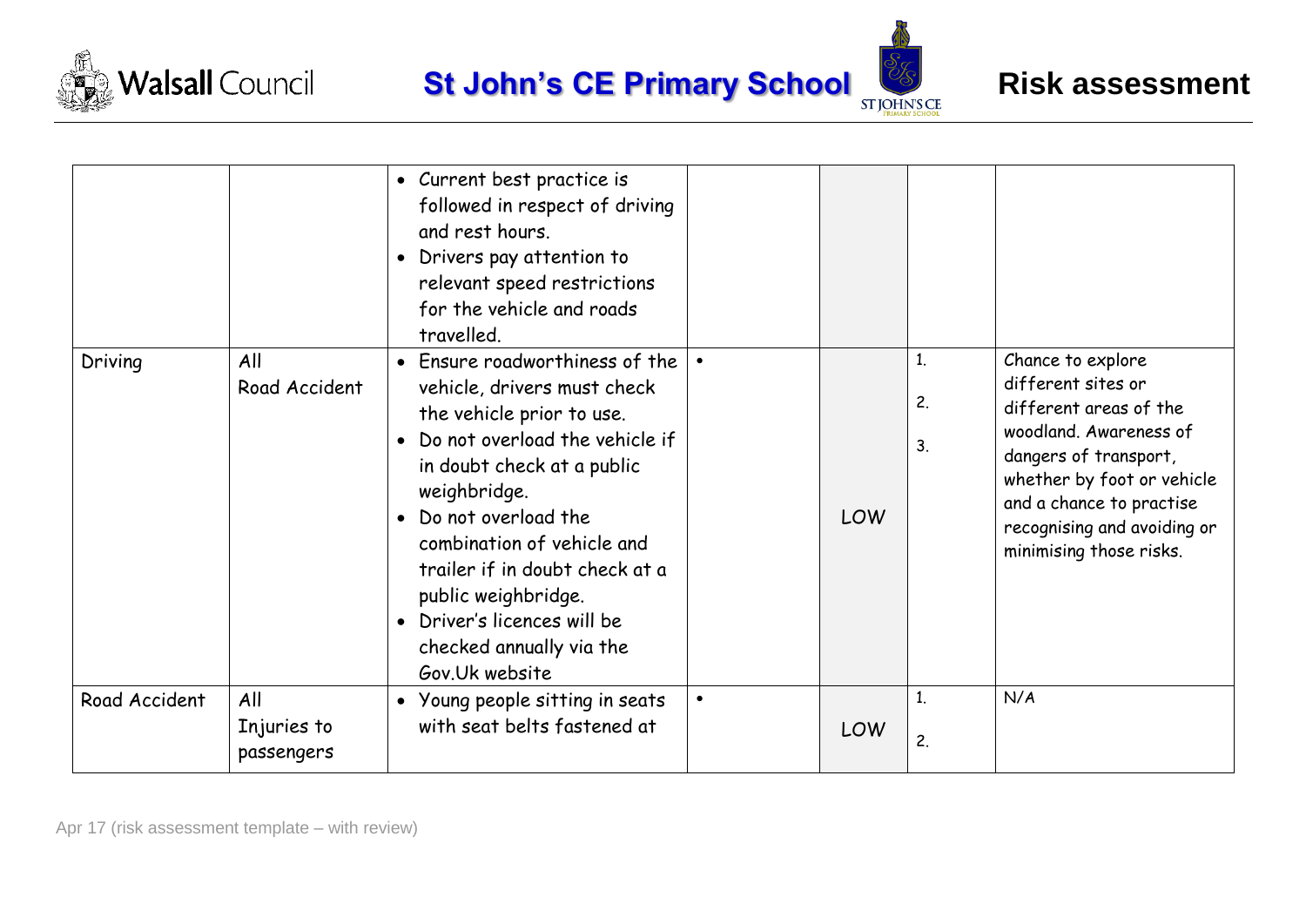| | | | | | | |
|---|---|---|---|---|---|---|
| | | • Current best practice is followed in respect of driving and rest hours.<br>• Drivers pay attention to relevant speed restrictions for the vehicle and roads travelled. | | | | |
| Driving | All<br>Road Accident | • Ensure roadworthiness of the vehicle, drivers must check the vehicle prior to use.<br>• Do not overload the vehicle if in doubt check at a public weighbridge.<br>• Do not overload the combination of vehicle and trailer if in doubt check at a public weighbridge.<br>• Driver's licences will be checked annually via the Gov.Uk website | • | LOW | 1.<br>2.<br>3. | Chance to explore different sites or different areas of the woodland. Awareness of dangers of transport, whether by foot or vehicle and a chance to practise recognising and avoiding or minimising those risks. |
| Road Accident | All<br>Injuries to passengers | • Young people sitting in seats with seat belts fastened at | • | LOW | 1.<br>2. | N/A |

Apr 17 (risk assessment template – with review)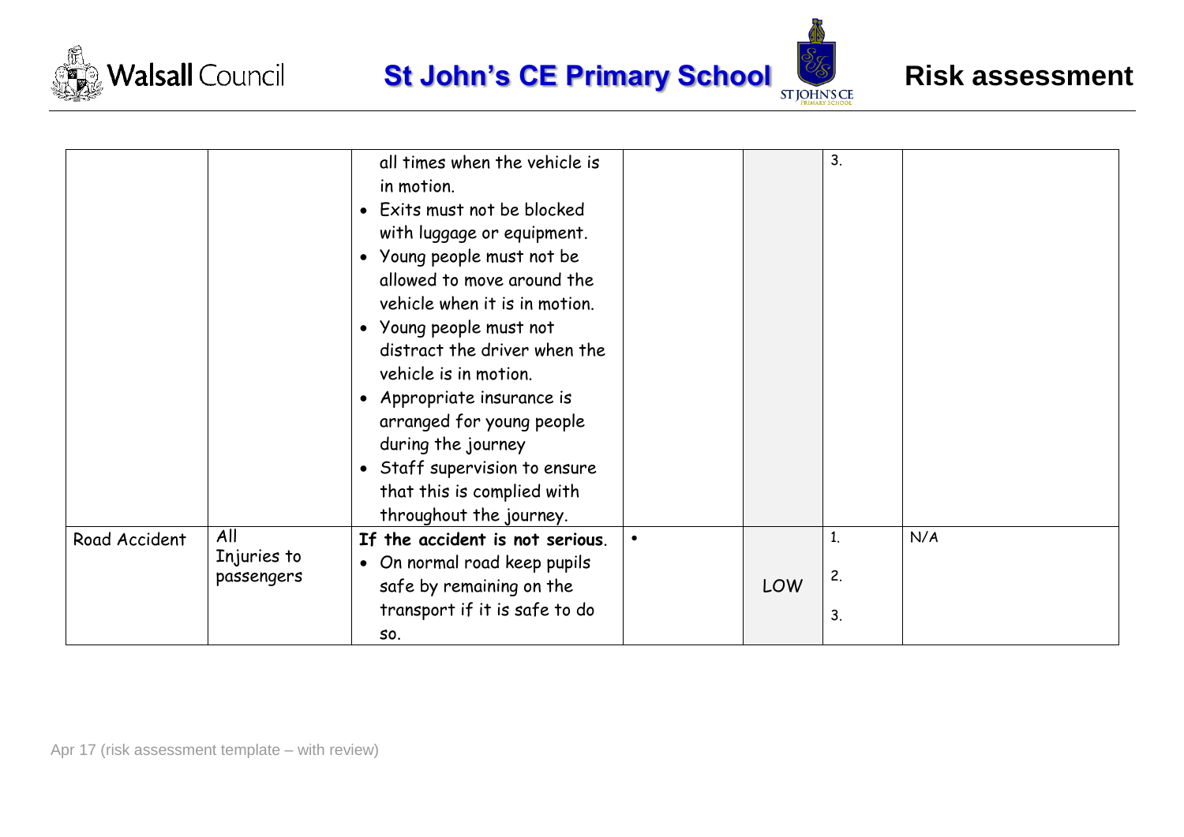| | | | | | | |
|---|---|---|---|---|---|---|
| | | all times when the vehicle is in motion. <br>• Exits must not be blocked with luggage or equipment. <br>• Young people must not be allowed to move around the vehicle when it is in motion. <br>• Young people must not distract the driver when the vehicle is in motion. <br>• Appropriate insurance is arranged for young people during the journey <br>• Staff supervision to ensure that this is complied with throughout the journey. | | | 3. | |
| Road Accident | All <br>Injuries to passengers | **If the accident is not serious.** <br>• On normal road keep pupils safe by remaining on the transport if it is safe to do so. | • | LOW | 1. <br>2. <br>3. | N/A |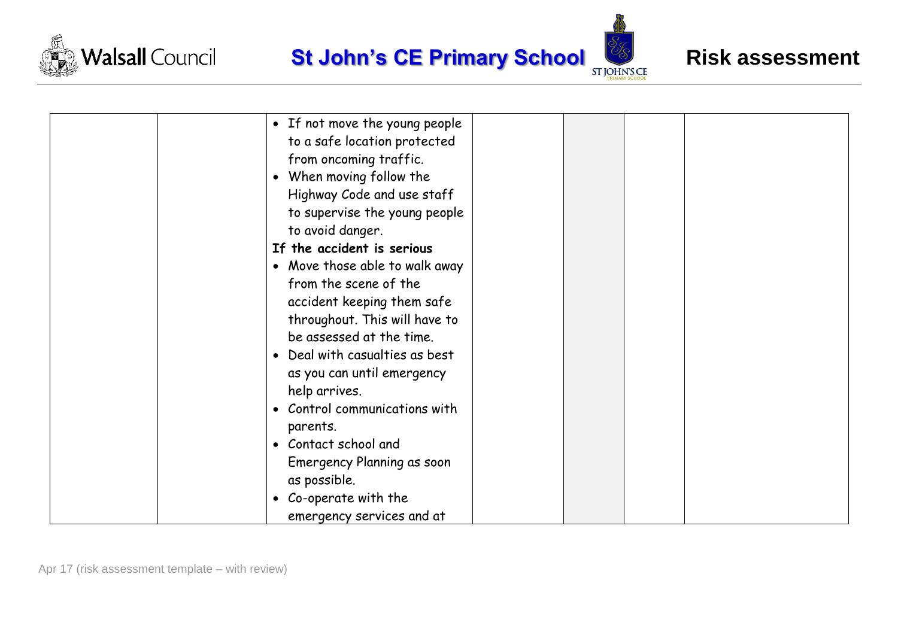| | | | | | | |
|---|---|---|---|---|---|---|
| | | • If not move the young people to a safe location protected from oncoming traffic.<br>• When moving follow the Highway Code and use staff to supervise the young people to avoid danger.<br>**If the accident is serious**<br>• Move those able to walk away from the scene of the accident keeping them safe throughout. This will have to be assessed at the time.<br>• Deal with casualties as best as you can until emergency help arrives.<br>• Control communications with parents.<br>• Contact school and Emergency Planning as soon as possible.<br>• Co-operate with the emergency services and at | | | | |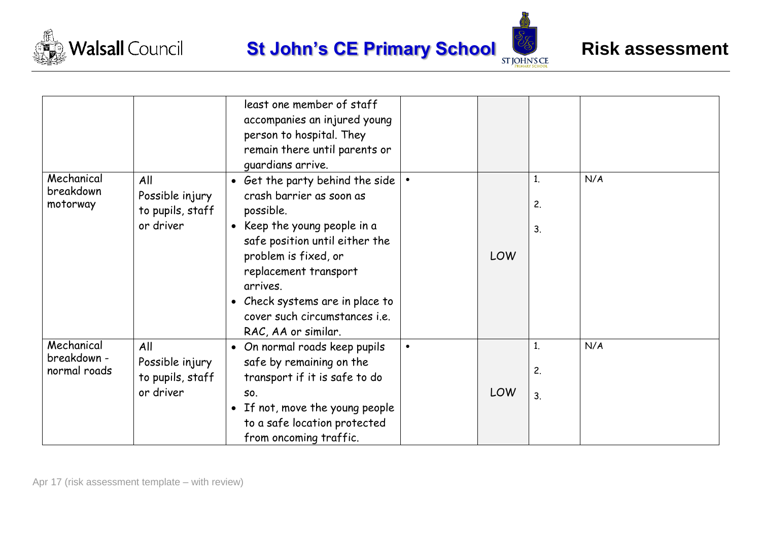| | | | | | | |
|---|---|---|---|---|---|---|
| | | least one member of staff accompanies an injured young person to hospital. They remain there until parents or guardians arrive. | | | | |
| Mechanical breakdown motorway | All<br>Possible injury to pupils, staff or driver | • Get the party behind the side crash barrier as soon as possible.<br>• Keep the young people in a safe position until either the problem is fixed, or replacement transport arrives.<br>• Check systems are in place to cover such circumstances i.e. RAC, AA or similar. | • | LOW | 1.<br>2.<br>3. | N/A |
| Mechanical breakdown - normal roads | All<br>Possible injury to pupils, staff or driver | • On normal roads keep pupils safe by remaining on the transport if it is safe to do so.<br>• If not, move the young people to a safe location protected from oncoming traffic. | • | LOW | 1.<br>2.<br>3. | N/A |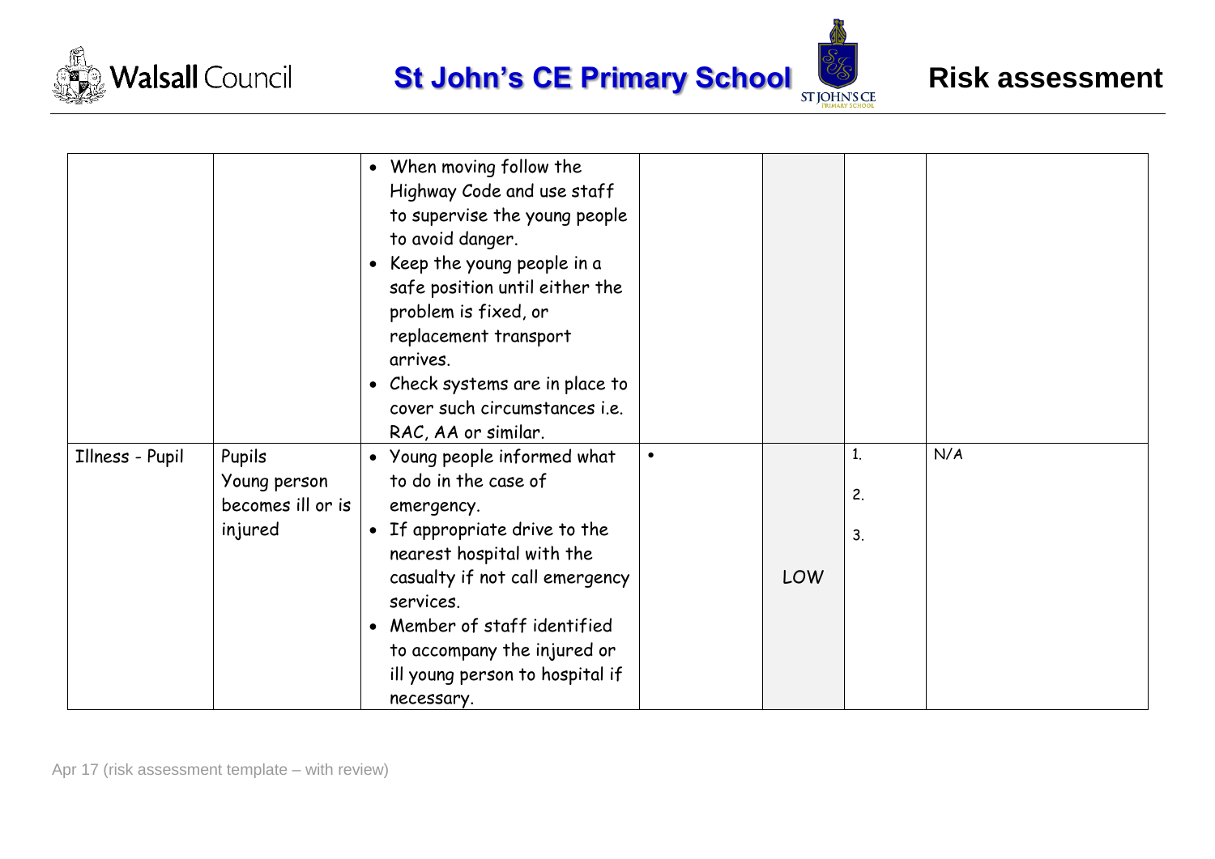| | | | | | | |
|---|---|---|---|---|---|---|
| | | • When moving follow the Highway Code and use staff to supervise the young people to avoid danger.<br>• Keep the young people in a safe position until either the problem is fixed, or replacement transport arrives.<br>• Check systems are in place to cover such circumstances i.e. RAC, AA or similar. | | | | |
| Illness - Pupil | Pupils<br>Young person becomes ill or is injured | • Young people informed what to do in the case of emergency.<br>• If appropriate drive to the nearest hospital with the casualty if not call emergency services.<br>• Member of staff identified to accompany the injured or ill young person to hospital if necessary. | • | LOW | 1.<br>2.<br>3. | N/A |

Apr 17 (risk assessment template – with review)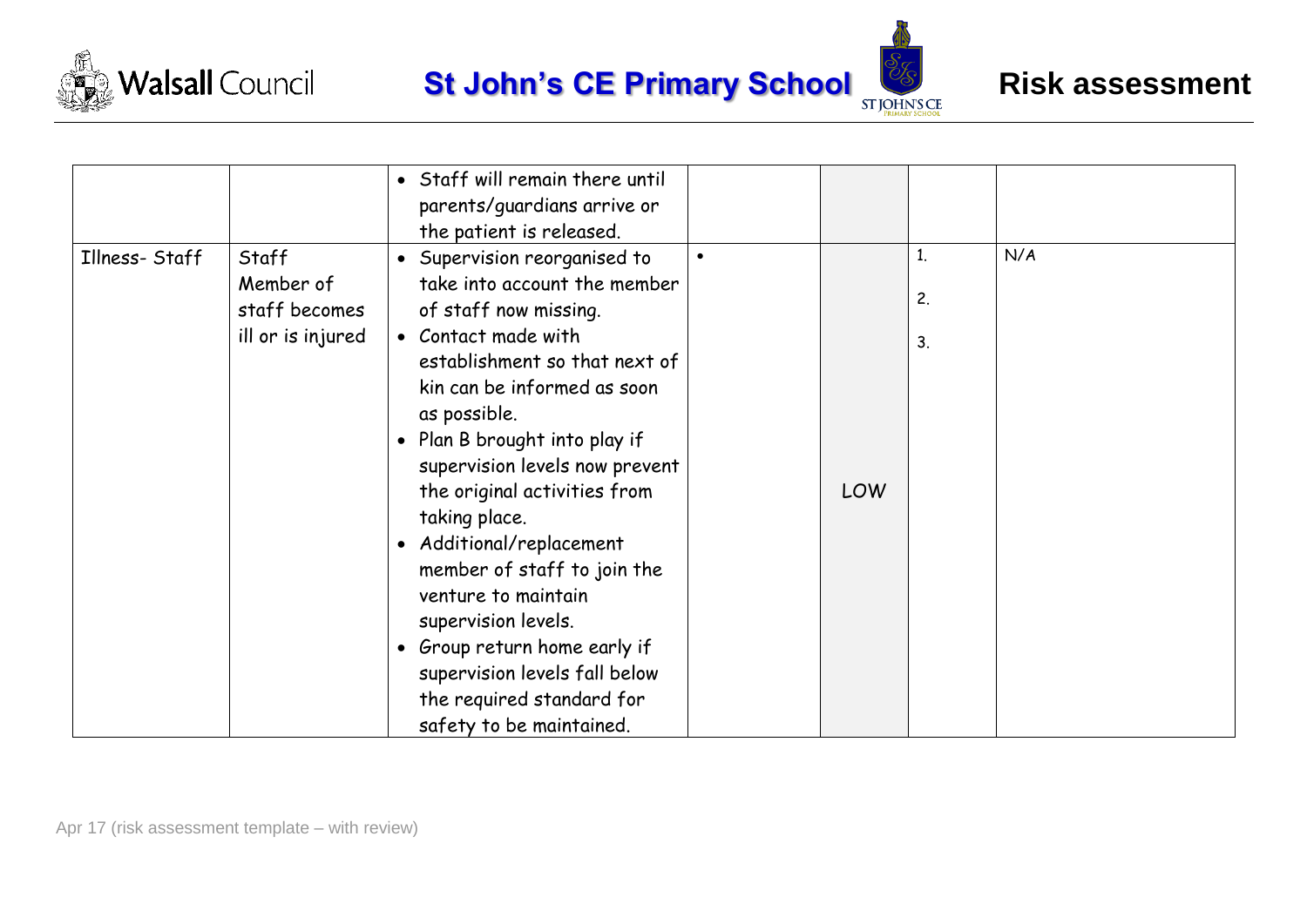| | | | | | | |
|---|---|---|---|---|---|---|
| | | • Staff will remain there until parents/guardians arrive or the patient is released. | | | | |
| Illness- Staff | Staff Member of staff becomes ill or is injured | • Supervision reorganised to take into account the member of staff now missing.<br>• Contact made with establishment so that next of kin can be informed as soon as possible.<br>• Plan B brought into play if supervision levels now prevent the original activities from taking place.<br>• Additional/replacement member of staff to join the venture to maintain supervision levels.<br>• Group return home early if supervision levels fall below the required standard for safety to be maintained. | • | LOW | 1.<br>2.<br>3. | N/A |

Apr 17 (risk assessment template – with review)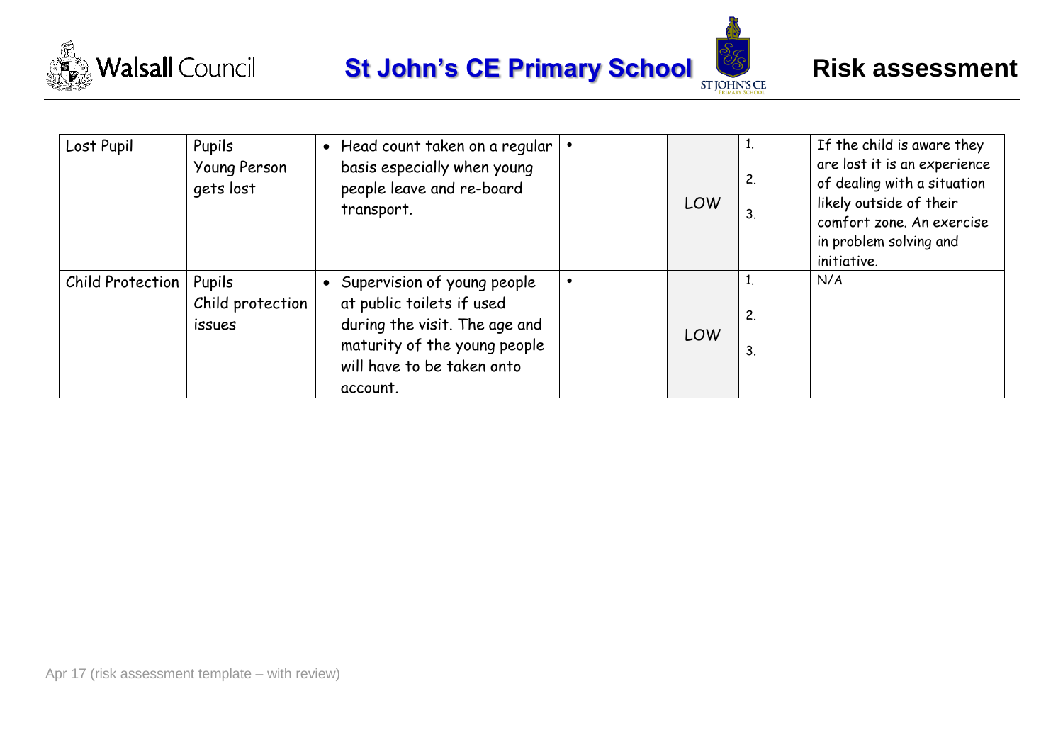| | | | | | | |
|---|---|---|---|---|---|---|
| Lost Pupil | Pupils<br>Young Person gets lost | • Head count taken on a regular basis especially when young people leave and re-board transport. | • | LOW | 1.<br>2.<br>3. | If the child is aware they are lost it is an experience of dealing with a situation likely outside of their comfort zone. An exercise in problem solving and initiative. |
| Child Protection | Pupils<br>Child protection issues | • Supervision of young people at public toilets if used during the visit. The age and maturity of the young people will have to be taken onto account. | • | LOW | 1.<br>2.<br>3. | N/A |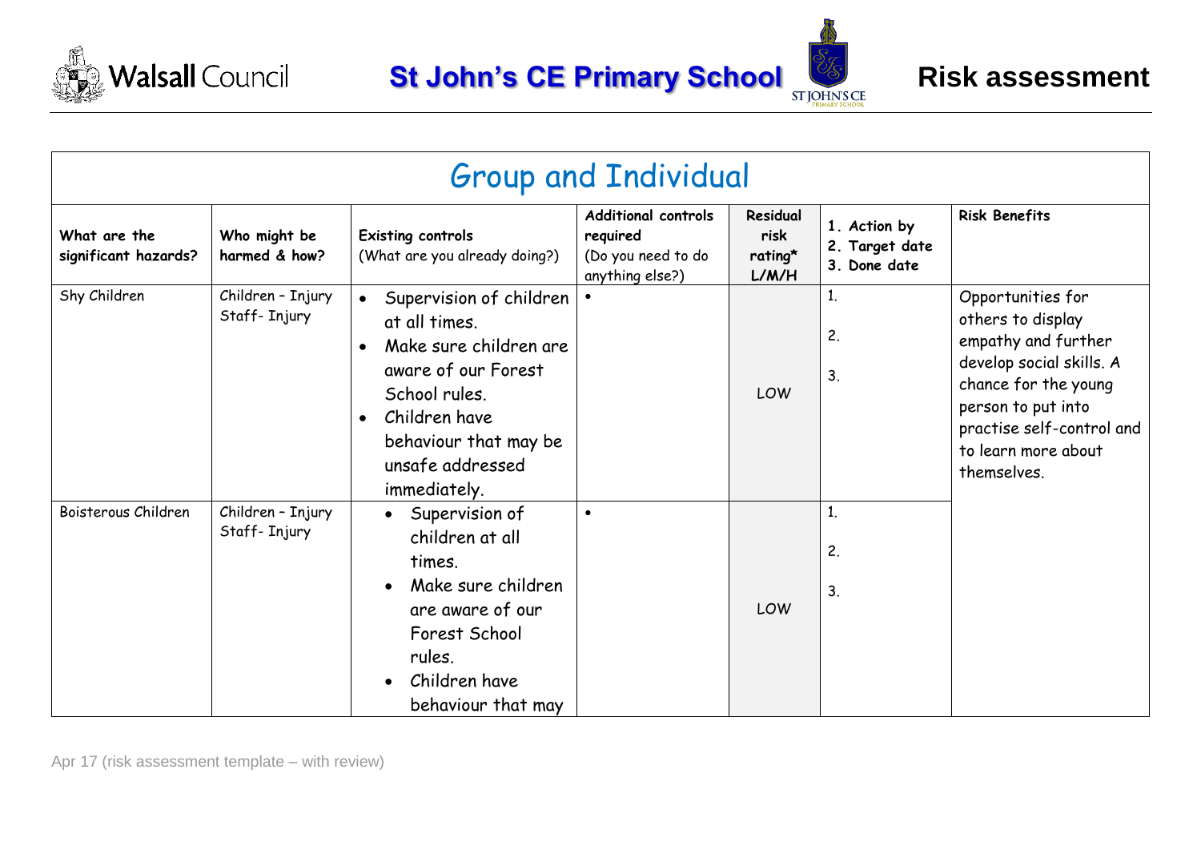## Group and Individual

| What are the significant hazards? | Who might be harmed & how? | Existing controls (What are you already doing?) | Additional controls required (Do you need to do anything else?) | Residual risk rating* L/M/H | 1. Action by 2. Target date 3. Done date | Risk Benefits |
|---|---|---|---|---|---|---|
| Shy Children | Children – Injury Staff- Injury | • Supervision of children at all times. • Make sure children are aware of our Forest School rules. • Children have behaviour that may be unsafe addressed immediately. | • | LOW | 1. 2. 3. | Opportunities for others to display empathy and further develop social skills. A chance for the young person to put into practise self-control and to learn more about themselves. |
| Boisterous Children | Children – Injury Staff- Injury | • Supervision of children at all times. • Make sure children are aware of our Forest School rules. • Children have behaviour that may | • | LOW | 1. 2. 3. | |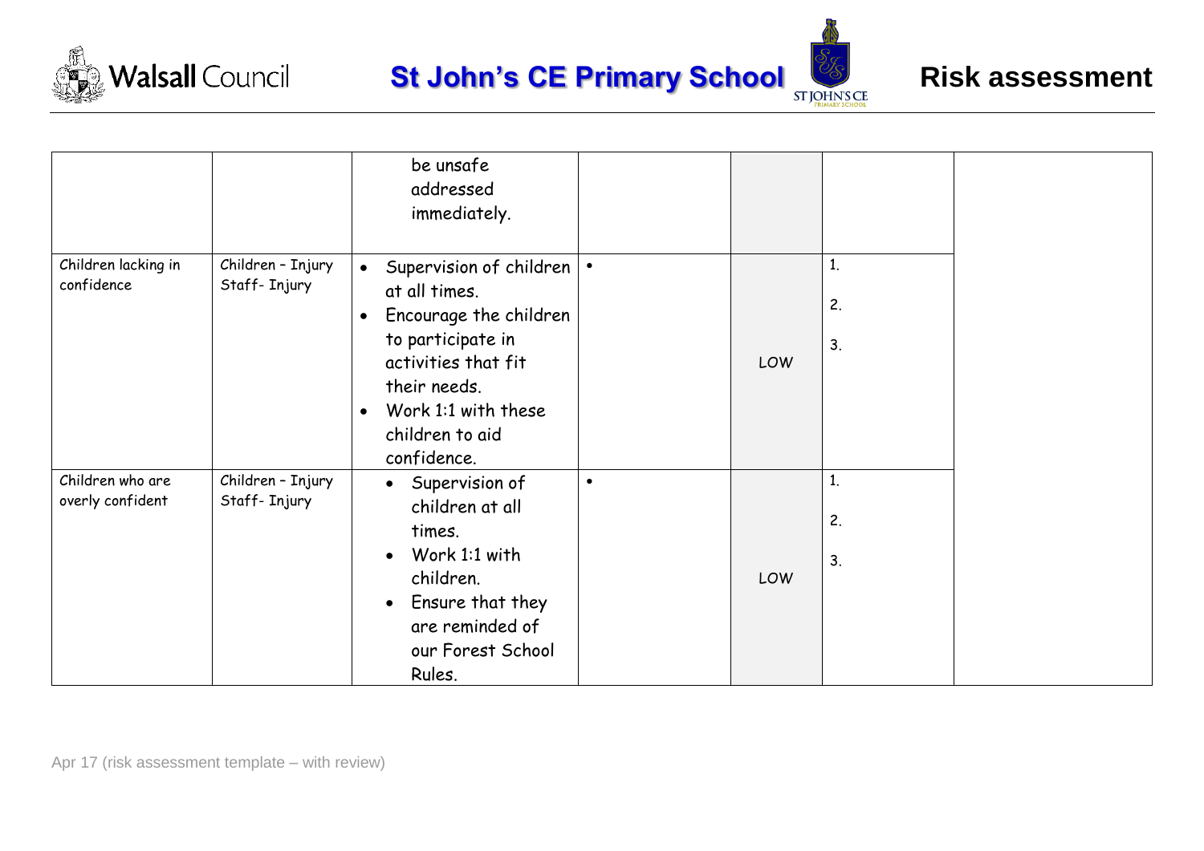| | | | | | | |
|---|---|---|---|---|---|---|
| | | be unsafe addressed immediately. | | | | |
| Children lacking in confidence | Children – Injury<br>Staff- Injury | • Supervision of children at all times.<br>• Encourage the children to participate in activities that fit their needs.<br>• Work 1:1 with these children to aid confidence. | • | LOW | 1.<br>2.<br>3. | |
| Children who are overly confident | Children – Injury<br>Staff- Injury | • Supervision of children at all times.<br>• Work 1:1 with children.<br>• Ensure that they are reminded of our Forest School Rules. | • | LOW | 1.<br>2.<br>3. | |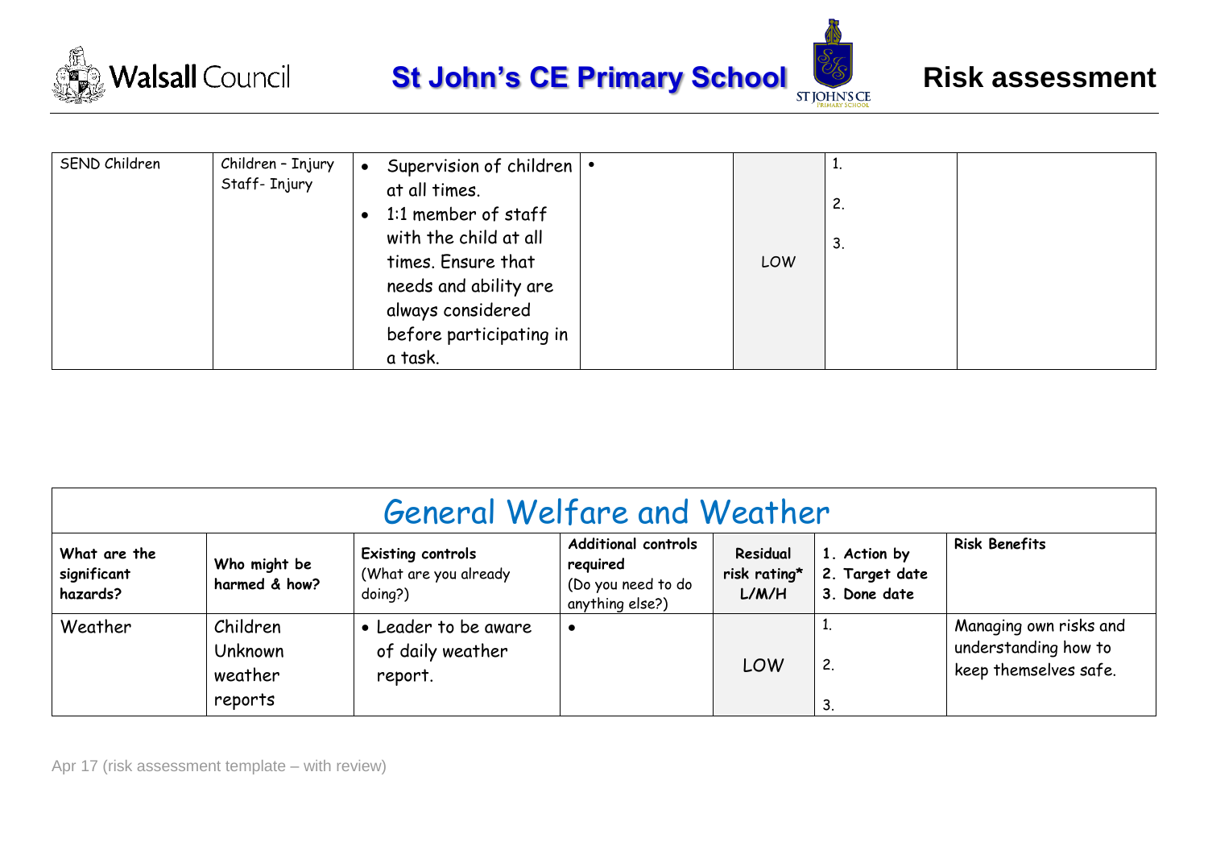| | | | | | | |
|---|---|---|---|---|---|---|
| SEND Children | Children – Injury<br>Staff- Injury | • Supervision of children at all times.<br>• 1:1 member of staff with the child at all times. Ensure that needs and ability are always considered before participating in a task. | • | LOW | 1.<br>2.<br>3. | |

## General Welfare and Weather

| What are the significant hazards? | Who might be harmed & how? | Existing controls (What are you already doing?) | Additional controls required (Do you need to do anything else?) | Residual risk rating* L/M/H | 1. Action by 2. Target date 3. Done date | Risk Benefits |
|---|---|---|---|---|---|---|
| Weather | Children Unknown weather reports | • Leader to be aware of daily weather report. | • | LOW | 1.<br>2.<br>3. | Managing own risks and understanding how to keep themselves safe. |

Apr 17 (risk assessment template – with review)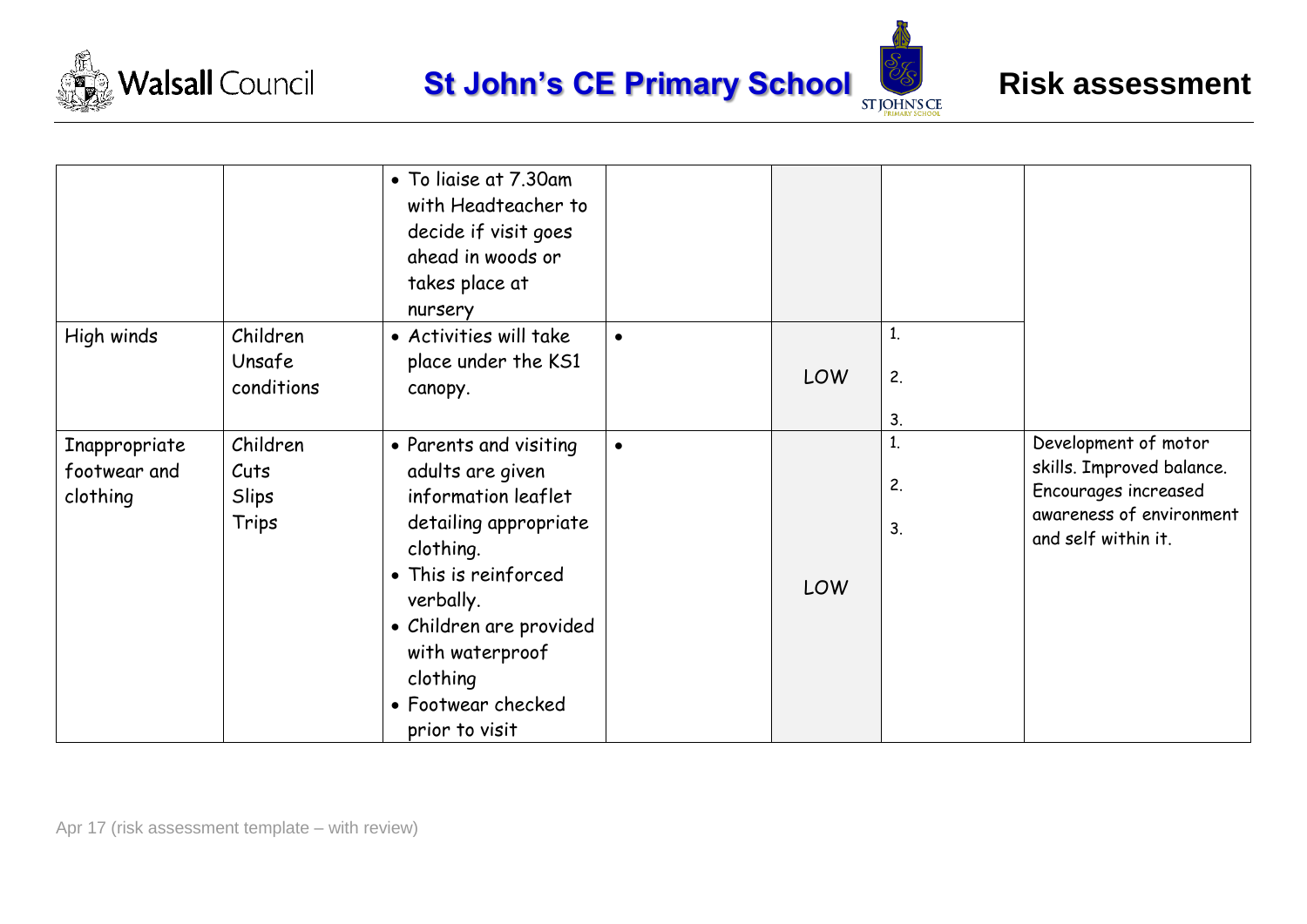| | | | | | | |
|---|---|---|---|---|---|---|
| | | • To liaise at 7.30am with Headteacher to decide if visit goes ahead in woods or takes place at nursery | | | | |
| High winds | Children Unsafe conditions | • Activities will take place under the KS1 canopy. | • | LOW | 1.<br>2.<br>3. | |
| Inappropriate footwear and clothing | Children Cuts Slips Trips | • Parents and visiting adults are given information leaflet detailing appropriate clothing.<br>• This is reinforced verbally.<br>• Children are provided with waterproof clothing<br>• Footwear checked prior to visit | • | LOW | 1.<br>2.<br>3. | Development of motor skills. Improved balance. Encourages increased awareness of environment and self within it. |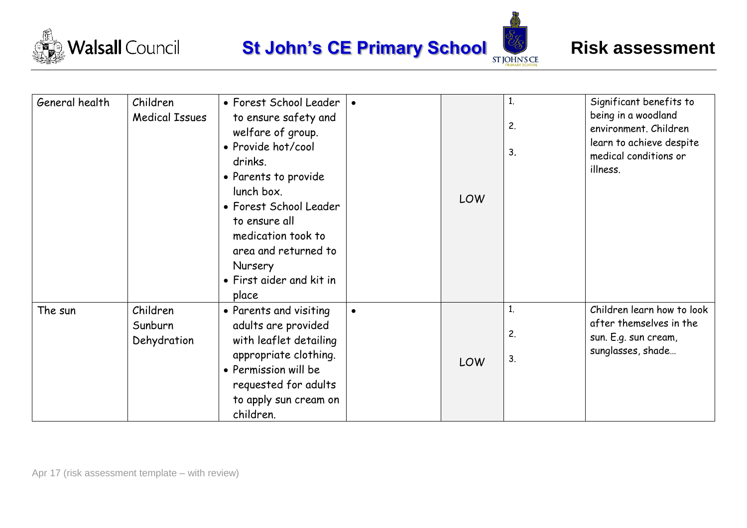| | | | | | | |
|---|---|---|---|---|---|---|
| General health | Children Medical Issues | • Forest School Leader to ensure safety and welfare of group.<br>• Provide hot/cool drinks.<br>• Parents to provide lunch box.<br>• Forest School Leader to ensure all medication took to area and returned to Nursery<br>• First aider and kit in place | • | LOW | 1.<br>2.<br>3. | Significant benefits to being in a woodland environment. Children learn to achieve despite medical conditions or illness. |
| The sun | Children Sunburn Dehydration | • Parents and visiting adults are provided with leaflet detailing appropriate clothing.<br>• Permission will be requested for adults to apply sun cream on children. | • | LOW | 1.<br>2.<br>3. | Children learn how to look after themselves in the sun. E.g. sun cream, sunglasses, shade… |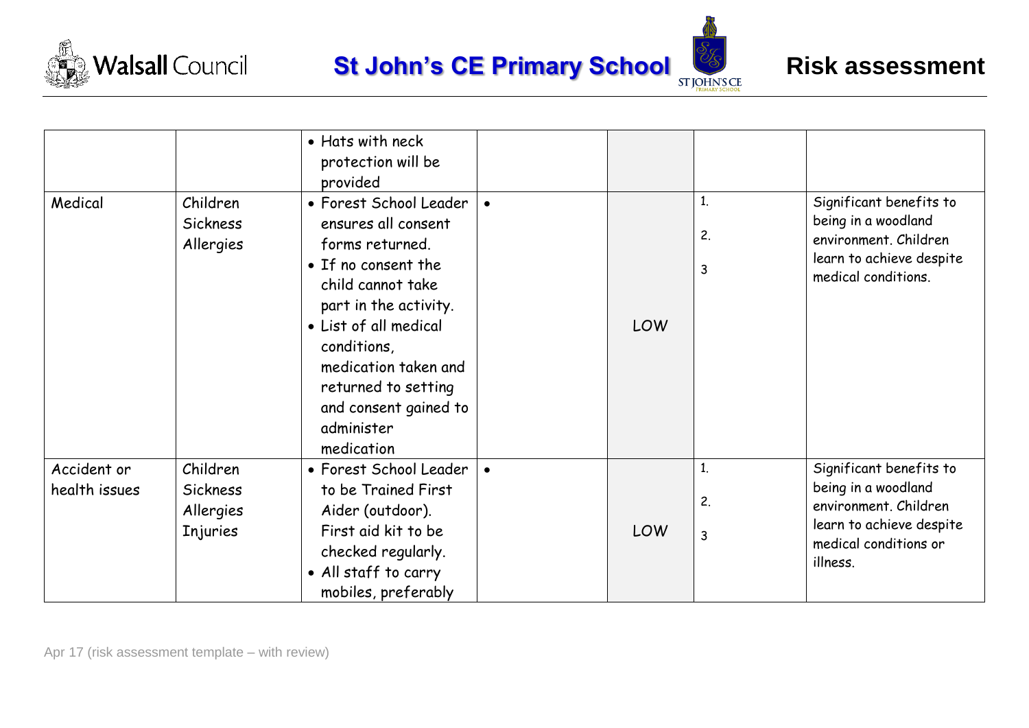| | | | | | | |
|---|---|---|---|---|---|---|
| | | • Hats with neck protection will be provided | | | | |
| Medical | Children<br>Sickness<br>Allergies | • Forest School Leader ensures all consent forms returned.<br>• If no consent the child cannot take part in the activity.<br>• List of all medical conditions, medication taken and returned to setting and consent gained to administer medication | • | LOW | 1.<br>2.<br>3 | Significant benefits to being in a woodland environment. Children learn to achieve despite medical conditions. |
| Accident or health issues | Children<br>Sickness<br>Allergies<br>Injuries | • Forest School Leader to be Trained First Aider (outdoor). First aid kit to be checked regularly.<br>• All staff to carry mobiles, preferably | • | LOW | 1.<br>2.<br>3 | Significant benefits to being in a woodland environment. Children learn to achieve despite medical conditions or illness. |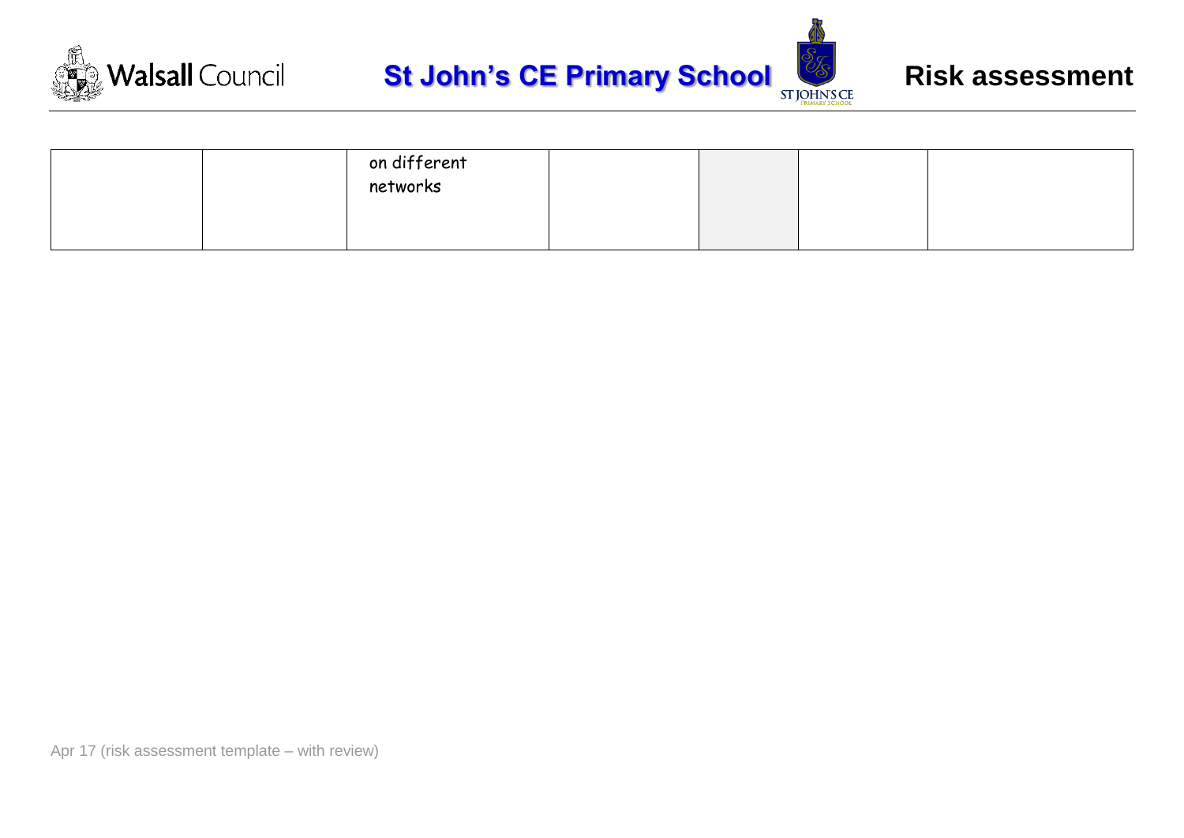| | | | | | | |
|---|---|---|---|---|---|---|
| | | on different networks | | | | |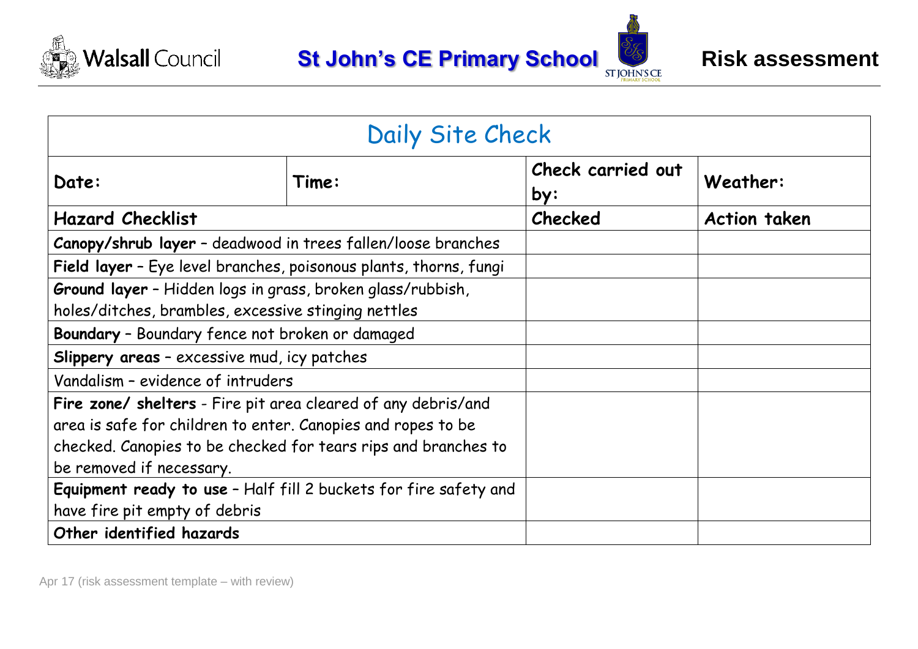Walsall Council | **St John's CE Primary School** | **Risk assessment**

## Daily Site Check

| Date: | Time: | Check carried out by: | Weather: |
|---|---|---|---|
| **Hazard Checklist** | | **Checked** | **Action taken** |
| **Canopy/shrub layer** – deadwood in trees fallen/loose branches | | | |
| **Field layer** – Eye level branches, poisonous plants, thorns, fungi | | | |
| **Ground layer** – Hidden logs in grass, broken glass/rubbish, holes/ditches, brambles, excessive stinging nettles | | | |
| **Boundary** – Boundary fence not broken or damaged | | | |
| **Slippery areas** – excessive mud, icy patches | | | |
| Vandalism – evidence of intruders | | | |
| **Fire zone/ shelters** - Fire pit area cleared of any debris/and area is safe for children to enter. Canopies and ropes to be checked. Canopies to be checked for tears rips and branches to be removed if necessary. | | | |
| **Equipment ready to use** – Half fill 2 buckets for fire safety and have fire pit empty of debris | | | |
| **Other identified hazards** | | | |